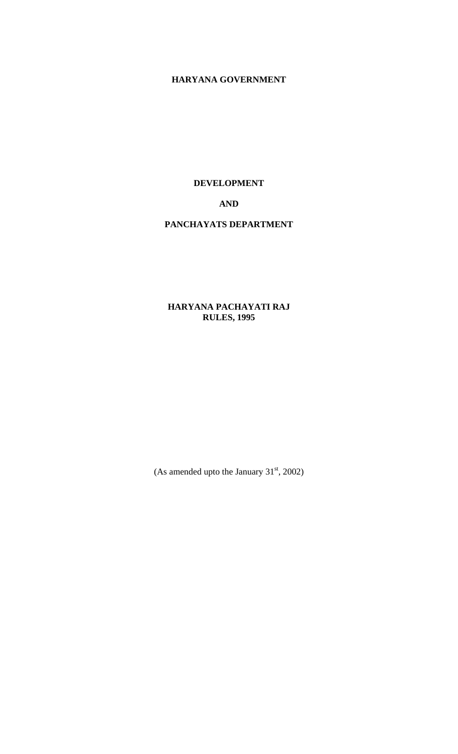**HARYANA GOVERNMENT**

**DEVELOPMENT**

**AND**

**PANCHAYATS DEPARTMENT**

**HARYANA PACHAYATI RAJ**
**RULES, 1995**

(As amended upto the January 31st, 2002)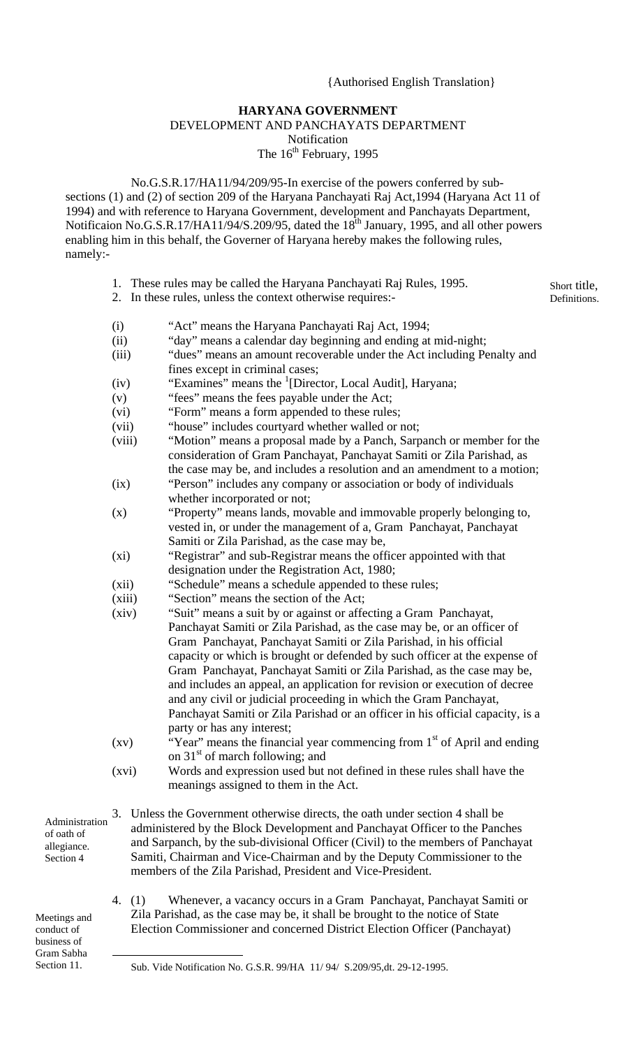{Authorised English Translation}

**HARYANA GOVERNMENT**
DEVELOPMENT AND PANCHAYATS DEPARTMENT
Notification
The 16th February, 1995

No.G.S.R.17/HA11/94/209/95-In exercise of the powers conferred by sub-sections (1) and (2) of section 209 of the Haryana Panchayati Raj Act,1994 (Haryana Act 11 of 1994) and with reference to Haryana Government, development and Panchayats Department, Notificaion No.G.S.R.17/HA11/94/S.209/95, dated the 18th January, 1995, and all other powers enabling him in this behalf, the Governer of Haryana hereby makes the following rules, namely:-

Short title, Definitions.

1. These rules may be called the Haryana Panchayati Raj Rules, 1995.
2. In these rules, unless the context otherwise requires:-

(i) "Act" means the Haryana Panchayati Raj Act, 1994;
(ii) "day" means a calendar day beginning and ending at mid-night;
(iii) "dues" means an amount recoverable under the Act including Penalty and fines except in criminal cases;
(iv) "Examines" means the [1][Director, Local Audit], Haryana;
(v) "fees" means the fees payable under the Act;
(vi) "Form" means a form appended to these rules;
(vii) "house" includes courtyard whether walled or not;
(viii) "Motion" means a proposal made by a Panch, Sarpanch or member for the consideration of Gram Panchayat, Panchayat Samiti or Zila Parishad, as the case may be, and includes a resolution and an amendment to a motion;
(ix) "Person" includes any company or association or body of individuals whether incorporated or not;
(x) "Property" means lands, movable and immovable properly belonging to, vested in, or under the management of a, Gram Panchayat, Panchayat Samiti or Zila Parishad, as the case may be,
(xi) "Registrar" and sub-Registrar means the officer appointed with that designation under the Registration Act, 1980;
(xii) "Schedule" means a schedule appended to these rules;
(xiii) "Section" means the section of the Act;
(xiv) "Suit" means a suit by or against or affecting a Gram Panchayat, Panchayat Samiti or Zila Parishad, as the case may be, or an officer of Gram Panchayat, Panchayat Samiti or Zila Parishad, in his official capacity or which is brought or defended by such officer at the expense of Gram Panchayat, Panchayat Samiti or Zila Parishad, as the case may be, and includes an appeal, an application for revision or execution of decree and any civil or judicial proceeding in which the Gram Panchayat, Panchayat Samiti or Zila Parishad or an officer in his official capacity, is a party or has any interest;
(xv) "Year" means the financial year commencing from 1st of April and ending on 31st of march following; and
(xvi) Words and expression used but not defined in these rules shall have the meanings assigned to them in the Act.

Administration of oath of allegiance. Section 4

3. Unless the Government otherwise directs, the oath under section 4 shall be administered by the Block Development and Panchayat Officer to the Panches and Sarpanch, by the sub-divisional Officer (Civil) to the members of Panchayat Samiti, Chairman and Vice-Chairman and by the Deputy Commissioner to the members of the Zila Parishad, President and Vice-President.

Meetings and conduct of business of Gram Sabha Section 11.

4. (1) Whenever, a vacancy occurs in a Gram Panchayat, Panchayat Samiti or Zila Parishad, as the case may be, it shall be brought to the notice of State Election Commissioner and concerned District Election Officer (Panchayat)

---

[1] Sub. Vide Notification No. G.S.R. 99/HA 11/ 94/ S.209/95,dt. 29-12-1995.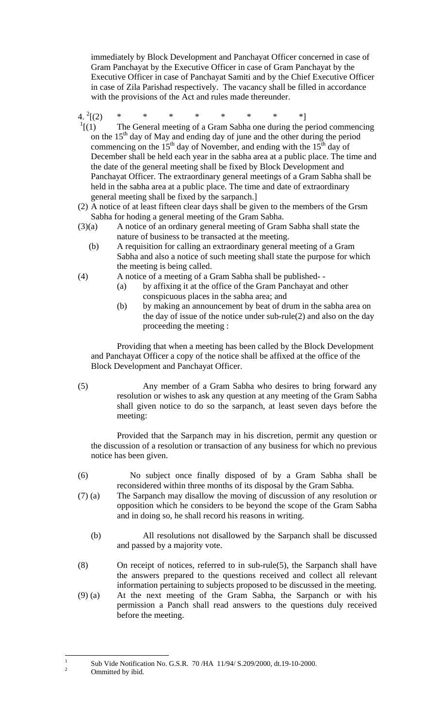immediately by Block Development and Panchayat Officer concerned in case of Gram Panchayat by the Executive Officer in case of Gram Panchayat by the Executive Officer in case of Panchayat Samiti and by the Chief Executive Officer in case of Zila Parishad respectively. The vacancy shall be filled in accordance with the provisions of the Act and rules made thereunder.

4. [2][(2) * * * * * * * *]

[1][(1) The General meeting of a Gram Sabha one during the period commencing on the 15th day of May and ending day of june and the other during the period commencing on the 15th day of November, and ending with the 15th day of December shall be held each year in the sabha area at a public place. The time and the date of the general meeting shall be fixed by Block Development and Panchayat Officer. The extraordinary general meetings of a Gram Sabha shall be held in the sabha area at a public place. The time and date of extraordinary general meeting shall be fixed by the sarpanch.]

(2) A notice of at least fifteen clear days shall be given to the members of the Grsm Sabha for hoding a general meeting of the Gram Sabha.

(3)(a) A notice of an ordinary general meeting of Gram Sabha shall state the nature of business to be transacted at the meeting.

(b) A requisition for calling an extraordinary general meeting of a Gram Sabha and also a notice of such meeting shall state the purpose for which the meeting is being called.

(4) A notice of a meeting of a Gram Sabha shall be published- -

(a) by affixing it at the office of the Gram Panchayat and other conspicuous places in the sabha area; and

(b) by making an announcement by beat of drum in the sabha area on the day of issue of the notice under sub-rule(2) and also on the day proceeding the meeting :

Providing that when a meeting has been called by the Block Development and Panchayat Officer a copy of the notice shall be affixed at the office of the Block Development and Panchayat Officer.

(5) Any member of a Gram Sabha who desires to bring forward any resolution or wishes to ask any question at any meeting of the Gram Sabha shall given notice to do so the sarpanch, at least seven days before the meeting:

Provided that the Sarpanch may in his discretion, permit any question or the discussion of a resolution or transaction of any business for which no previous notice has been given.

(6) No subject once finally disposed of by a Gram Sabha shall be reconsidered within three months of its disposal by the Gram Sabha.

(7) (a) The Sarpanch may disallow the moving of discussion of any resolution or opposition which he considers to be beyond the scope of the Gram Sabha and in doing so, he shall record his reasons in writing.

(b) All resolutions not disallowed by the Sarpanch shall be discussed and passed by a majority vote.

(8) On receipt of notices, referred to in sub-rule(5), the Sarpanch shall have the answers prepared to the questions received and collect all relevant information pertaining to subjects proposed to be discussed in the meeting.

(9) (a) At the next meeting of the Gram Sabha, the Sarpanch or with his permission a Panch shall read answers to the questions duly received before the meeting.

---

[1] Sub Vide Notification No. G.S.R. 70 /HA 11/94/ S.209/2000, dt.19-10-2000.

[2] Ommitted by ibid.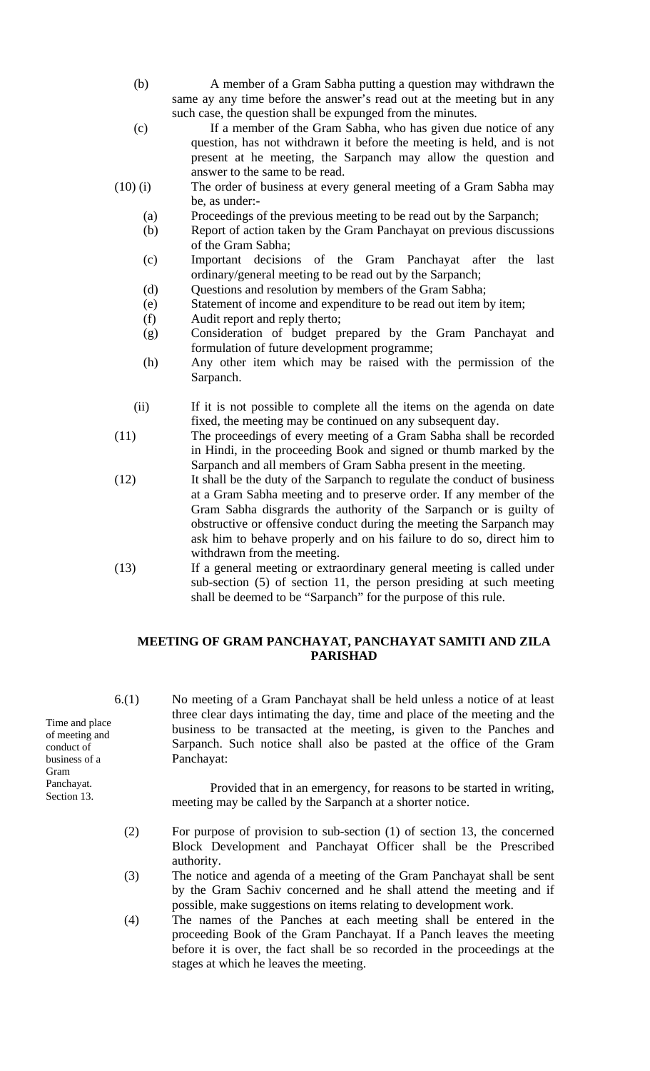(b) A member of a Gram Sabha putting a question may withdrawn the same ay any time before the answer's read out at the meeting but in any such case, the question shall be expunged from the minutes.

(c) If a member of the Gram Sabha, who has given due notice of any question, has not withdrawn it before the meeting is held, and is not present at he meeting, the Sarpanch may allow the question and answer to the same to be read.

(10) (i) The order of business at every general meeting of a Gram Sabha may be, as under:-

- (a) Proceedings of the previous meeting to be read out by the Sarpanch;
- (b) Report of action taken by the Gram Panchayat on previous discussions of the Gram Sabha;
- (c) Important decisions of the Gram Panchayat after the last ordinary/general meeting to be read out by the Sarpanch;
- (d) Questions and resolution by members of the Gram Sabha;
- (e) Statement of income and expenditure to be read out item by item;
- (f) Audit report and reply therto;
- (g) Consideration of budget prepared by the Gram Panchayat and formulation of future development programme;
- (h) Any other item which may be raised with the permission of the Sarpanch.

(ii) If it is not possible to complete all the items on the agenda on date fixed, the meeting may be continued on any subsequent day.

(11) The proceedings of every meeting of a Gram Sabha shall be recorded in Hindi, in the proceeding Book and signed or thumb marked by the Sarpanch and all members of Gram Sabha present in the meeting.

(12) It shall be the duty of the Sarpanch to regulate the conduct of business at a Gram Sabha meeting and to preserve order. If any member of the Gram Sabha disgrards the authority of the Sarpanch or is guilty of obstructive or offensive conduct during the meeting the Sarpanch may ask him to behave properly and on his failure to do so, direct him to withdrawn from the meeting.

(13) If a general meeting or extraordinary general meeting is called under sub-section (5) of section 11, the person presiding at such meeting shall be deemed to be "Sarpanch" for the purpose of this rule.

## MEETING OF GRAM PANCHAYAT, PANCHAYAT SAMITI AND ZILA PARISHAD

*Time and place of meeting and conduct of business of a Gram Panchayat. Section 13.*

6.(1) No meeting of a Gram Panchayat shall be held unless a notice of at least three clear days intimating the day, time and place of the meeting and the business to be transacted at the meeting, is given to the Panches and Sarpanch. Such notice shall also be pasted at the office of the Gram Panchayat:

Provided that in an emergency, for reasons to be started in writing, meeting may be called by the Sarpanch at a shorter notice.

(2) For purpose of provision to sub-section (1) of section 13, the concerned Block Development and Panchayat Officer shall be the Prescribed authority.

(3) The notice and agenda of a meeting of the Gram Panchayat shall be sent by the Gram Sachiv concerned and he shall attend the meeting and if possible, make suggestions on items relating to development work.

(4) The names of the Panches at each meeting shall be entered in the proceeding Book of the Gram Panchayat. If a Panch leaves the meeting before it is over, the fact shall be so recorded in the proceedings at the stages at which he leaves the meeting.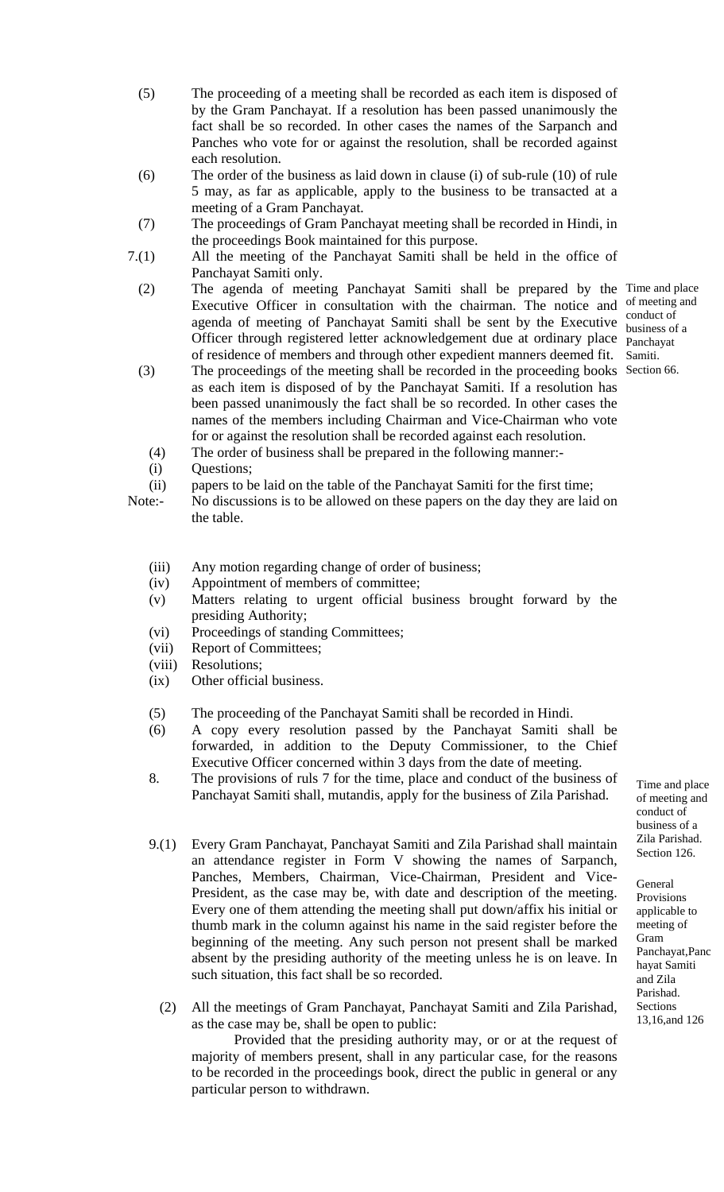(5) The proceeding of a meeting shall be recorded as each item is disposed of by the Gram Panchayat. If a resolution has been passed unanimously the fact shall be so recorded. In other cases the names of the Sarpanch and Panches who vote for or against the resolution, shall be recorded against each resolution.

(6) The order of the business as laid down in clause (i) of sub-rule (10) of rule 5 may, as far as applicable, apply to the business to be transacted at a meeting of a Gram Panchayat.

(7) The proceedings of Gram Panchayat meeting shall be recorded in Hindi, in the proceedings Book maintained for this purpose.

*Time and place of meeting and conduct of business of a Panchayat Samiti. Section 66.*

7.(1) All the meeting of the Panchayat Samiti shall be held in the office of Panchayat Samiti only.

(2) The agenda of meeting Panchayat Samiti shall be prepared by the Executive Officer in consultation with the chairman. The notice and agenda of meeting of Panchayat Samiti shall be sent by the Executive Officer through registered letter acknowledgement due at ordinary place of residence of members and through other expedient manners deemed fit.

(3) The proceedings of the meeting shall be recorded in the proceeding books as each item is disposed of by the Panchayat Samiti. If a resolution has been passed unanimously the fact shall be so recorded. In other cases the names of the members including Chairman and Vice-Chairman who vote for or against the resolution shall be recorded against each resolution.

(4) The order of business shall be prepared in the following manner:-

(i) Questions;

(ii) papers to be laid on the table of the Panchayat Samiti for the first time;

Note:- No discussions is to be allowed on these papers on the day they are laid on the table.

(iii) Any motion regarding change of order of business;

(iv) Appointment of members of committee;

(v) Matters relating to urgent official business brought forward by the presiding Authority;

(vi) Proceedings of standing Committees;

(vii) Report of Committees;

(viii) Resolutions;

(ix) Other official business.

(5) The proceeding of the Panchayat Samiti shall be recorded in Hindi.

(6) A copy every resolution passed by the Panchayat Samiti shall be forwarded, in addition to the Deputy Commissioner, to the Chief Executive Officer concerned within 3 days from the date of meeting.

*Time and place of meeting and conduct of business of a Zila Parishad. Section 126.*

8. The provisions of ruls 7 for the time, place and conduct of the business of Panchayat Samiti shall, mutandis, apply for the business of Zila Parishad.

*General Provisions applicable to meeting of Gram Panchayat,Panchayat Samiti and Zila Parishad. Sections 13,16,and 126*

9.(1) Every Gram Panchayat, Panchayat Samiti and Zila Parishad shall maintain an attendance register in Form V showing the names of Sarpanch, Panches, Members, Chairman, Vice-Chairman, President and Vice-President, as the case may be, with date and description of the meeting. Every one of them attending the meeting shall put down/affix his initial or thumb mark in the column against his name in the said register before the beginning of the meeting. Any such person not present shall be marked absent by the presiding authority of the meeting unless he is on leave. In such situation, this fact shall be so recorded.

(2) All the meetings of Gram Panchayat, Panchayat Samiti and Zila Parishad, as the case may be, shall be open to public:

Provided that the presiding authority may, or or at the request of majority of members present, shall in any particular case, for the reasons to be recorded in the proceedings book, direct the public in general or any particular person to withdrawn.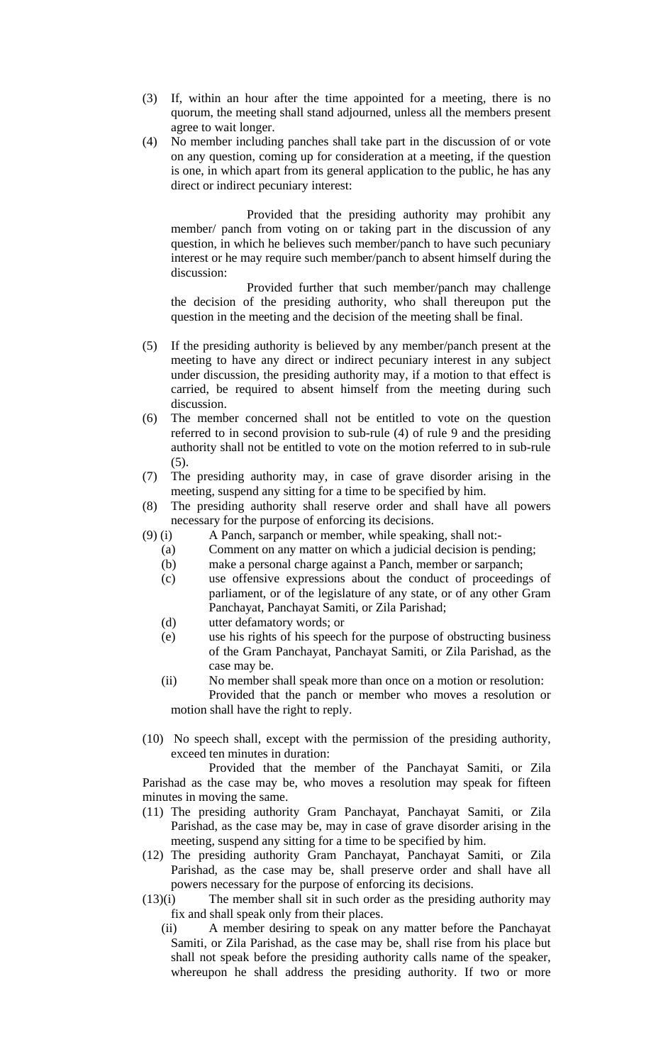(3) If, within an hour after the time appointed for a meeting, there is no quorum, the meeting shall stand adjourned, unless all the members present agree to wait longer.

(4) No member including panches shall take part in the discussion of or vote on any question, coming up for consideration at a meeting, if the question is one, in which apart from its general application to the public, he has any direct or indirect pecuniary interest:

Provided that the presiding authority may prohibit any member/ panch from voting on or taking part in the discussion of any question, in which he believes such member/panch to have such pecuniary interest or he may require such member/panch to absent himself during the discussion:

Provided further that such member/panch may challenge the decision of the presiding authority, who shall thereupon put the question in the meeting and the decision of the meeting shall be final.

(5) If the presiding authority is believed by any member/panch present at the meeting to have any direct or indirect pecuniary interest in any subject under discussion, the presiding authority may, if a motion to that effect is carried, be required to absent himself from the meeting during such discussion.

(6) The member concerned shall not be entitled to vote on the question referred to in second provision to sub-rule (4) of rule 9 and the presiding authority shall not be entitled to vote on the motion referred to in sub-rule (5).

(7) The presiding authority may, in case of grave disorder arising in the meeting, suspend any sitting for a time to be specified by him.

(8) The presiding authority shall reserve order and shall have all powers necessary for the purpose of enforcing its decisions.

(9) (i) A Panch, sarpanch or member, while speaking, shall not:-

   (a) Comment on any matter on which a judicial decision is pending;

   (b) make a personal charge against a Panch, member or sarpanch;

   (c) use offensive expressions about the conduct of proceedings of parliament, or of the legislature of any state, or of any other Gram Panchayat, Panchayat Samiti, or Zila Parishad;

   (d) utter defamatory words; or

   (e) use his rights of his speech for the purpose of obstructing business of the Gram Panchayat, Panchayat Samiti, or Zila Parishad, as the case may be.

   (ii) No member shall speak more than once on a motion or resolution:

   Provided that the panch or member who moves a resolution or motion shall have the right to reply.

(10) No speech shall, except with the permission of the presiding authority, exceed ten minutes in duration:

Provided that the member of the Panchayat Samiti, or Zila Parishad as the case may be, who moves a resolution may speak for fifteen minutes in moving the same.

(11) The presiding authority Gram Panchayat, Panchayat Samiti, or Zila Parishad, as the case may be, may in case of grave disorder arising in the meeting, suspend any sitting for a time to be specified by him.

(12) The presiding authority Gram Panchayat, Panchayat Samiti, or Zila Parishad, as the case may be, shall preserve order and shall have all powers necessary for the purpose of enforcing its decisions.

(13)(i) The member shall sit in such order as the presiding authority may fix and shall speak only from their places.

   (ii) A member desiring to speak on any matter before the Panchayat Samiti, or Zila Parishad, as the case may be, shall rise from his place but shall not speak before the presiding authority calls name of the speaker, whereupon he shall address the presiding authority. If two or more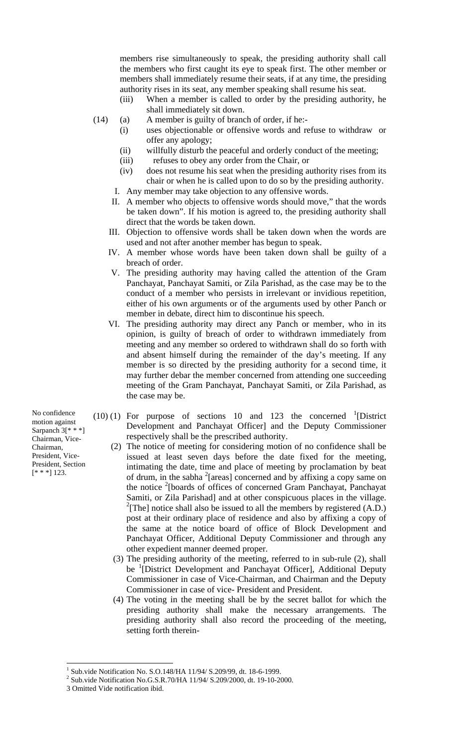members rise simultaneously to speak, the presiding authority shall call the members who first caught its eye to speak first. The other member or members shall immediately resume their seats, if at any time, the presiding authority rises in its seat, any member speaking shall resume his seat.

(iii) When a member is called to order by the presiding authority, he shall immediately sit down.

(14) (a) A member is guilty of branch of order, if he:-

(i) uses objectionable or offensive words and refuse to withdraw or offer any apology;

(ii) willfully disturb the peaceful and orderly conduct of the meeting;

(iii) refuses to obey any order from the Chair, or

(iv) does not resume his seat when the presiding authority rises from its chair or when he is called upon to do so by the presiding authority.

I. Any member may take objection to any offensive words.

II. A member who objects to offensive words should move," that the words be taken down". If his motion is agreed to, the presiding authority shall direct that the words be taken down.

III. Objection to offensive words shall be taken down when the words are used and not after another member has begun to speak.

IV. A member whose words have been taken down shall be guilty of a breach of order.

V. The presiding authority may having called the attention of the Gram Panchayat, Panchayat Samiti, or Zila Parishad, as the case may be to the conduct of a member who persists in irrelevant or invidious repetition, either of his own arguments or of the arguments used by other Panch or member in debate, direct him to discontinue his speech.

VI. The presiding authority may direct any Panch or member, who in its opinion, is guilty of breach of order to withdrawn immediately from meeting and any member so ordered to withdrawn shall do so forth with and absent himself during the remainder of the day's meeting. If any member is so directed by the presiding authority for a second time, it may further debar the member concerned from attending one succeeding meeting of the Gram Panchayat, Panchayat Samiti, or Zila Parishad, as the case may be.

*No confidence motion against Sarpanch [3][* * *] Chairman, Vice-Chairman, President, Vice-President, Section [* * *] 123.*

(10) (1) For purpose of sections 10 and 123 the concerned [1][District Development and Panchayat Officer] and the Deputy Commissioner respectively shall be the prescribed authority.

(2) The notice of meeting for considering motion of no confidence shall be issued at least seven days before the date fixed for the meeting, intimating the date, time and place of meeting by proclamation by beat of drum, in the sabha [2][areas] concerned and by affixing a copy same on the notice [2][boards of offices of concerned Gram Panchayat, Panchayat Samiti, or Zila Parishad] and at other conspicuous places in the village. [2][The] notice shall also be issued to all the members by registered (A.D.) post at their ordinary place of residence and also by affixing a copy of the same at the notice board of office of Block Development and Panchayat Officer, Additional Deputy Commissioner and through any other expedient manner deemed proper.

(3) The presiding authority of the meeting, referred to in sub-rule (2), shall be [1][District Development and Panchayat Officer], Additional Deputy Commissioner in case of Vice-Chairman, and Chairman and the Deputy Commissioner in case of vice- President and President.

(4) The voting in the meeting shall be by the secret ballot for which the presiding authority shall make the necessary arrangements. The presiding authority shall also record the proceeding of the meeting, setting forth therein-

---

[1] Sub.vide Notification No. S.O.148/HA 11/94/ S.209/99, dt. 18-6-1999.

[2] Sub.vide Notification No.G.S.R.70/HA 11/94/ S.209/2000, dt. 19-10-2000.

3 Omitted Vide notification ibid.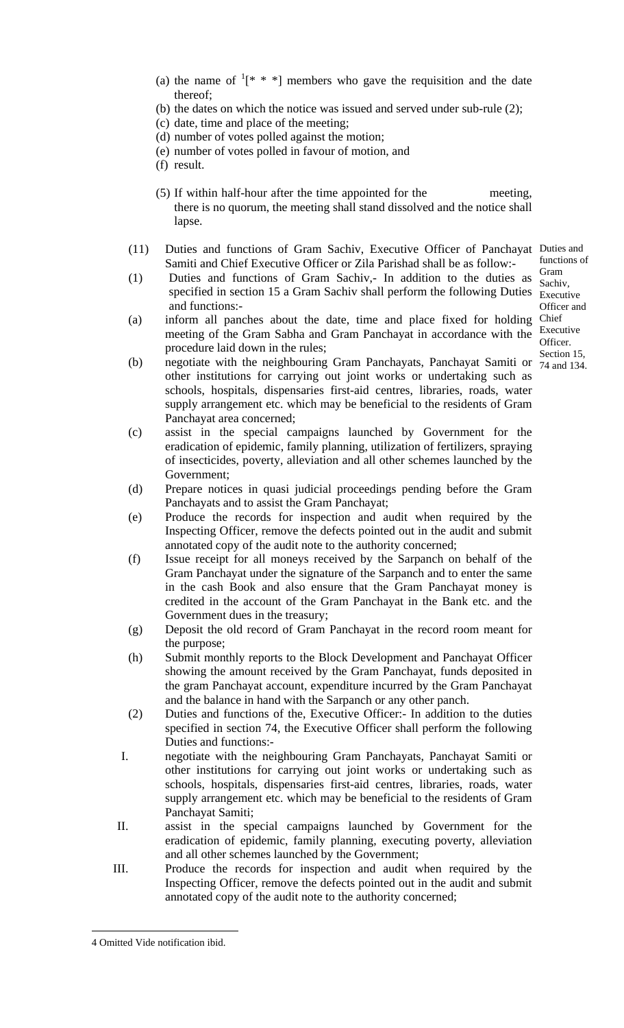(a) the name of [1][* * *] members who gave the requisition and the date thereof;

(b) the dates on which the notice was issued and served under sub-rule (2);

(c) date, time and place of the meeting;

(d) number of votes polled against the motion;

(e) number of votes polled in favour of motion, and

(f) result.

(5) If within half-hour after the time appointed for the meeting, there is no quorum, the meeting shall stand dissolved and the notice shall lapse.

(11) Duties and functions of Gram Sachiv, Executive Officer of Panchayat Samiti and Chief Executive Officer or Zila Parishad shall be as follow:-

*Duties and functions of Gram Sachiv, Executive Officer and Chief Executive Officer. Section 15, 74 and 134.*

(1) Duties and functions of Gram Sachiv,- In addition to the duties as specified in section 15 a Gram Sachiv shall perform the following Duties and functions:-

(a) inform all panches about the date, time and place fixed for holding meeting of the Gram Sabha and Gram Panchayat in accordance with the procedure laid down in the rules;

(b) negotiate with the neighbouring Gram Panchayats, Panchayat Samiti or other institutions for carrying out joint works or undertaking such as schools, hospitals, dispensaries first-aid centres, libraries, roads, water supply arrangement etc. which may be beneficial to the residents of Gram Panchayat area concerned;

(c) assist in the special campaigns launched by Government for the eradication of epidemic, family planning, utilization of fertilizers, spraying of insecticides, poverty, alleviation and all other schemes launched by the Government;

(d) Prepare notices in quasi judicial proceedings pending before the Gram Panchayats and to assist the Gram Panchayat;

(e) Produce the records for inspection and audit when required by the Inspecting Officer, remove the defects pointed out in the audit and submit annotated copy of the audit note to the authority concerned;

(f) Issue receipt for all moneys received by the Sarpanch on behalf of the Gram Panchayat under the signature of the Sarpanch and to enter the same in the cash Book and also ensure that the Gram Panchayat money is credited in the account of the Gram Panchayat in the Bank etc. and the Government dues in the treasury;

(g) Deposit the old record of Gram Panchayat in the record room meant for the purpose;

(h) Submit monthly reports to the Block Development and Panchayat Officer showing the amount received by the Gram Panchayat, funds deposited in the gram Panchayat account, expenditure incurred by the Gram Panchayat and the balance in hand with the Sarpanch or any other panch.

(2) Duties and functions of the, Executive Officer:- In addition to the duties specified in section 74, the Executive Officer shall perform the following Duties and functions:-

I. negotiate with the neighbouring Gram Panchayats, Panchayat Samiti or other institutions for carrying out joint works or undertaking such as schools, hospitals, dispensaries first-aid centres, libraries, roads, water supply arrangement etc. which may be beneficial to the residents of Gram Panchayat Samiti;

II. assist in the special campaigns launched by Government for the eradication of epidemic, family planning, executing poverty, alleviation and all other schemes launched by the Government;

III. Produce the records for inspection and audit when required by the Inspecting Officer, remove the defects pointed out in the audit and submit annotated copy of the audit note to the authority concerned;

---

4 Omitted Vide notification ibid.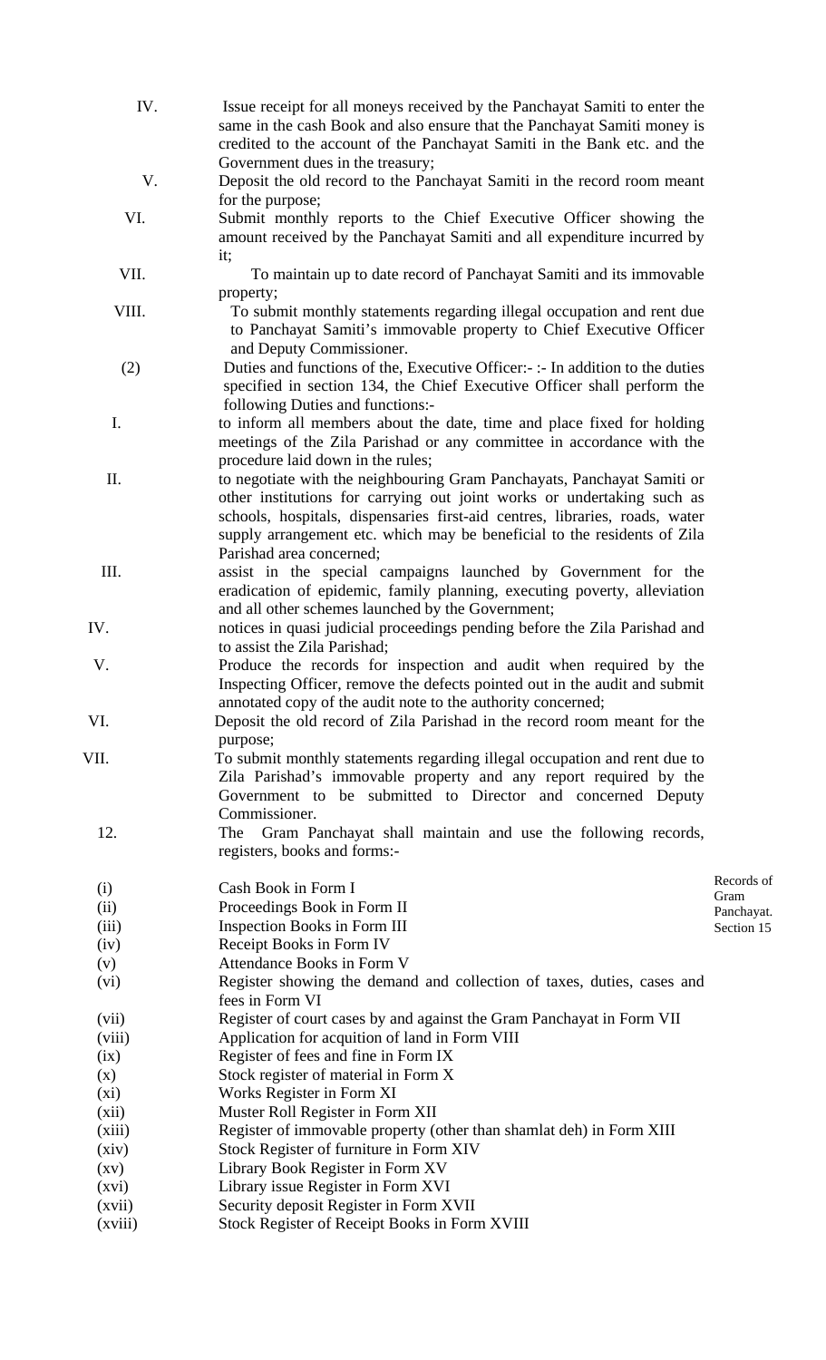IV. Issue receipt for all moneys received by the Panchayat Samiti to enter the same in the cash Book and also ensure that the Panchayat Samiti money is credited to the account of the Panchayat Samiti in the Bank etc. and the Government dues in the treasury;

V. Deposit the old record to the Panchayat Samiti in the record room meant for the purpose;

VI. Submit monthly reports to the Chief Executive Officer showing the amount received by the Panchayat Samiti and all expenditure incurred by it;

VII. To maintain up to date record of Panchayat Samiti and its immovable property;

VIII. To submit monthly statements regarding illegal occupation and rent due to Panchayat Samiti's immovable property to Chief Executive Officer and Deputy Commissioner.

(2) Duties and functions of the, Executive Officer:- :- In addition to the duties specified in section 134, the Chief Executive Officer shall perform the following Duties and functions:-

I. to inform all members about the date, time and place fixed for holding meetings of the Zila Parishad or any committee in accordance with the procedure laid down in the rules;

II. to negotiate with the neighbouring Gram Panchayats, Panchayat Samiti or other institutions for carrying out joint works or undertaking such as schools, hospitals, dispensaries first-aid centres, libraries, roads, water supply arrangement etc. which may be beneficial to the residents of Zila Parishad area concerned;

III. assist in the special campaigns launched by Government for the eradication of epidemic, family planning, executing poverty, alleviation and all other schemes launched by the Government;

IV. notices in quasi judicial proceedings pending before the Zila Parishad and to assist the Zila Parishad;

V. Produce the records for inspection and audit when required by the Inspecting Officer, remove the defects pointed out in the audit and submit annotated copy of the audit note to the authority concerned;

VI. Deposit the old record of Zila Parishad in the record room meant for the purpose;

VII. To submit monthly statements regarding illegal occupation and rent due to Zila Parishad's immovable property and any report required by the Government to be submitted to Director and concerned Deputy Commissioner.

12. The Gram Panchayat shall maintain and use the following records, registers, books and forms:-

*Records of Gram Panchayat. Section 15*

(i) Cash Book in Form I
(ii) Proceedings Book in Form II
(iii) Inspection Books in Form III
(iv) Receipt Books in Form IV
(v) Attendance Books in Form V
(vi) Register showing the demand and collection of taxes, duties, cases and fees in Form VI
(vii) Register of court cases by and against the Gram Panchayat in Form VII
(viii) Application for acquition of land in Form VIII
(ix) Register of fees and fine in Form IX
(x) Stock register of material in Form X
(xi) Works Register in Form XI
(xii) Muster Roll Register in Form XII
(xiii) Register of immovable property (other than shamlat deh) in Form XIII
(xiv) Stock Register of furniture in Form XIV
(xv) Library Book Register in Form XV
(xvi) Library issue Register in Form XVI
(xvii) Security deposit Register in Form XVII
(xviii) Stock Register of Receipt Books in Form XVIII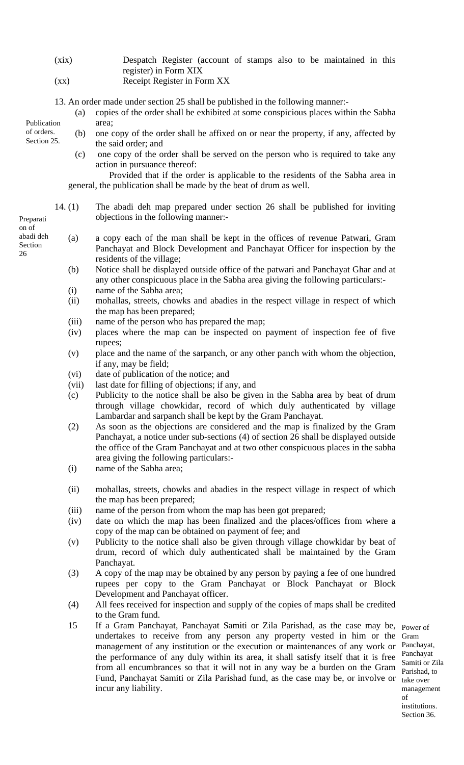(xix) Despatch Register (account of stamps also to be maintained in this register) in Form XIX

(xx) Receipt Register in Form XX

*Publication of orders. Section 25.*

13. An order made under section 25 shall be published in the following manner:-

(a) copies of the order shall be exhibited at some conspicious places within the Sabha area;

(b) one copy of the order shall be affixed on or near the property, if any, affected by the said order; and

(c) one copy of the order shall be served on the person who is required to take any action in pursuance thereof:

Provided that if the order is applicable to the residents of the Sabha area in general, the publication shall be made by the beat of drum as well.

*Preparation of abadi deh Section 26*

14. (1) The abadi deh map prepared under section 26 shall be published for inviting objections in the following manner:-

(a) a copy each of the man shall be kept in the offices of revenue Patwari, Gram Panchayat and Block Development and Panchayat Officer for inspection by the residents of the village;

(b) Notice shall be displayed outside office of the patwari and Panchayat Ghar and at any other conspicuous place in the Sabha area giving the following particulars:-

(i) name of the Sabha area;

(ii) mohallas, streets, chowks and abadies in the respect village in respect of which the map has been prepared;

(iii) name of the person who has prepared the map;

(iv) places where the map can be inspected on payment of inspection fee of five rupees;

(v) place and the name of the sarpanch, or any other panch with whom the objection, if any, may be field;

(vi) date of publication of the notice; and

(vii) last date for filling of objections; if any, and

(c) Publicity to the notice shall be also be given in the Sabha area by beat of drum through village chowkidar, record of which duly authenticated by village Lambardar and sarpanch shall be kept by the Gram Panchayat.

(2) As soon as the objections are considered and the map is finalized by the Gram Panchayat, a notice under sub-sections (4) of section 26 shall be displayed outside the office of the Gram Panchayat and at two other conspicuous places in the sabha area giving the following particulars:-

(i) name of the Sabha area;

(ii) mohallas, streets, chowks and abadies in the respect village in respect of which the map has been prepared;

(iii) name of the person from whom the map has been got prepared;

(iv) date on which the map has been finalized and the places/offices from where a copy of the map can be obtained on payment of fee; and

(v) Publicity to the notice shall also be given through village chowkidar by beat of drum, record of which duly authenticated shall be maintained by the Gram Panchayat.

(3) A copy of the map may be obtained by any person by paying a fee of one hundred rupees per copy to the Gram Panchayat or Block Panchayat or Block Development and Panchayat officer.

(4) All fees received for inspection and supply of the copies of maps shall be credited to the Gram fund.

*Power of Gram Panchayat, Panchayat Samiti or Zila Parishad, to take over management of institutions. Section 36.*

15 If a Gram Panchayat, Panchayat Samiti or Zila Parishad, as the case may be, undertakes to receive from any person any property vested in him or the management of any institution or the execution or maintenances of any work or the performance of any duly within its area, it shall satisfy itself that it is free from all encumbrances so that it will not in any way be a burden on the Gram Fund, Panchayat Samiti or Zila Parishad fund, as the case may be, or involve or incur any liability.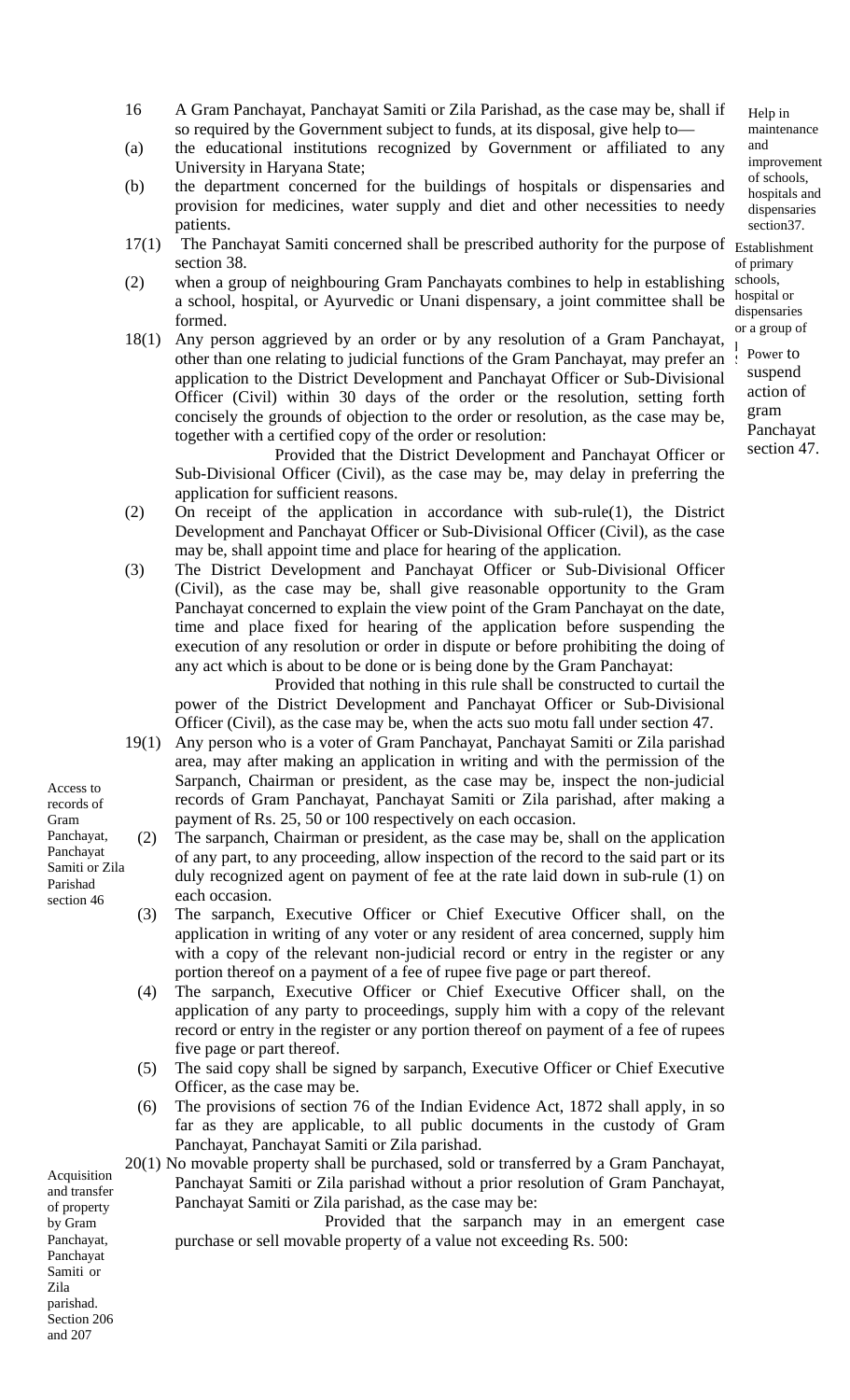16 A Gram Panchayat, Panchayat Samiti or Zila Parishad, as the case may be, shall if so required by the Government subject to funds, at its disposal, give help to—

*Help in maintenance and improvement of schools, hospitals and dispensaries section37.*

(a) the educational institutions recognized by Government or affiliated to any University in Haryana State;

(b) the department concerned for the buildings of hospitals or dispensaries and provision for medicines, water supply and diet and other necessities to needy patients.

*Establishment of primary schools, hospital or dispensaries or a group of*

17(1) The Panchayat Samiti concerned shall be prescribed authority for the purpose of section 38.

(2) when a group of neighbouring Gram Panchayats combines to help in establishing a school, hospital, or Ayurvedic or Unani dispensary, a joint committee shall be formed.

*Power to suspend action of gram Panchayat section 47.*

18(1) Any person aggrieved by an order or by any resolution of a Gram Panchayat, other than one relating to judicial functions of the Gram Panchayat, may prefer an application to the District Development and Panchayat Officer or Sub-Divisional Officer (Civil) within 30 days of the order or the resolution, setting forth concisely the grounds of objection to the order or resolution, as the case may be, together with a certified copy of the order or resolution:

Provided that the District Development and Panchayat Officer or Sub-Divisional Officer (Civil), as the case may be, may delay in preferring the application for sufficient reasons.

(2) On receipt of the application in accordance with sub-rule(1), the District Development and Panchayat Officer or Sub-Divisional Officer (Civil), as the case may be, shall appoint time and place for hearing of the application.

(3) The District Development and Panchayat Officer or Sub-Divisional Officer (Civil), as the case may be, shall give reasonable opportunity to the Gram Panchayat concerned to explain the view point of the Gram Panchayat on the date, time and place fixed for hearing of the application before suspending the execution of any resolution or order in dispute or before prohibiting the doing of any act which is about to be done or is being done by the Gram Panchayat:

Provided that nothing in this rule shall be constructed to curtail the power of the District Development and Panchayat Officer or Sub-Divisional Officer (Civil), as the case may be, when the acts suo motu fall under section 47.

*Access to records of Gram Panchayat, Panchayat Samiti or Zila Parishad section 46*

19(1) Any person who is a voter of Gram Panchayat, Panchayat Samiti or Zila parishad area, may after making an application in writing and with the permission of the Sarpanch, Chairman or president, as the case may be, inspect the non-judicial records of Gram Panchayat, Panchayat Samiti or Zila parishad, after making a payment of Rs. 25, 50 or 100 respectively on each occasion.

(2) The sarpanch, Chairman or president, as the case may be, shall on the application of any part, to any proceeding, allow inspection of the record to the said part or its duly recognized agent on payment of fee at the rate laid down in sub-rule (1) on each occasion.

(3) The sarpanch, Executive Officer or Chief Executive Officer shall, on the application in writing of any voter or any resident of area concerned, supply him with a copy of the relevant non-judicial record or entry in the register or any portion thereof on a payment of a fee of rupee five page or part thereof.

(4) The sarpanch, Executive Officer or Chief Executive Officer shall, on the application of any party to proceedings, supply him with a copy of the relevant record or entry in the register or any portion thereof on payment of a fee of rupees five page or part thereof.

(5) The said copy shall be signed by sarpanch, Executive Officer or Chief Executive Officer, as the case may be.

(6) The provisions of section 76 of the Indian Evidence Act, 1872 shall apply, in so far as they are applicable, to all public documents in the custody of Gram Panchayat, Panchayat Samiti or Zila parishad.

*Acquisition and transfer of property by Gram Panchayat, Panchayat Samiti or Zila parishad. Section 206 and 207*

20(1) No movable property shall be purchased, sold or transferred by a Gram Panchayat, Panchayat Samiti or Zila parishad without a prior resolution of Gram Panchayat, Panchayat Samiti or Zila parishad, as the case may be:

Provided that the sarpanch may in an emergent case purchase or sell movable property of a value not exceeding Rs. 500: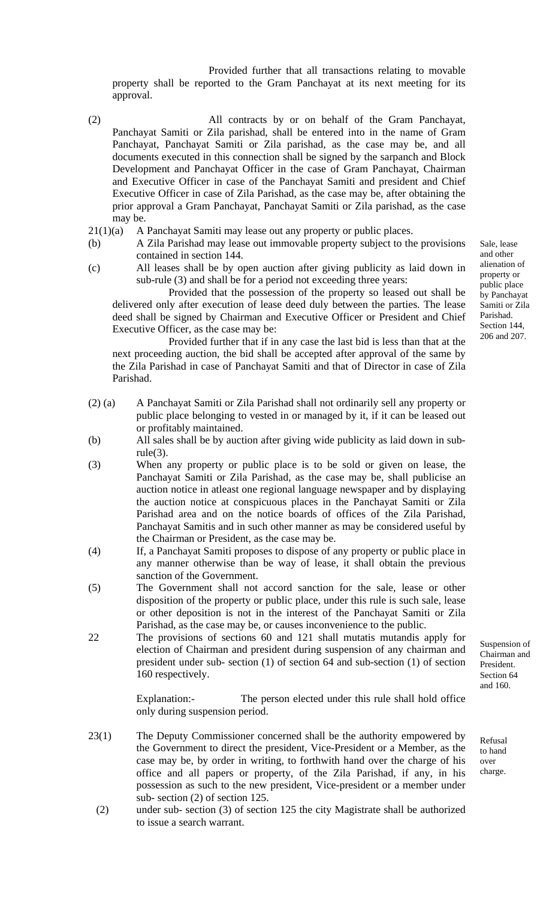Provided further that all transactions relating to movable property shall be reported to the Gram Panchayat at its next meeting for its approval.

(2) All contracts by or on behalf of the Gram Panchayat, Panchayat Samiti or Zila parishad, shall be entered into in the name of Gram Panchayat, Panchayat Samiti or Zila parishad, as the case may be, and all documents executed in this connection shall be signed by the sarpanch and Block Development and Panchayat Officer in the case of Gram Panchayat, Chairman and Executive Officer in case of the Panchayat Samiti and president and Chief Executive Officer in case of Zila Parishad, as the case may be, after obtaining the prior approval a Gram Panchayat, Panchayat Samiti or Zila parishad, as the case may be.

*Sale, lease and other alienation of property or public place by Panchayat Samiti or Zila Parishad. Section 144, 206 and 207.*

21(1)(a) A Panchayat Samiti may lease out any property or public places.

(b) A Zila Parishad may lease out immovable property subject to the provisions contained in section 144.

(c) All leases shall be by open auction after giving publicity as laid down in sub-rule (3) and shall be for a period not exceeding three years:

Provided that the possession of the property so leased out shall be delivered only after execution of lease deed duly between the parties. The lease deed shall be signed by Chairman and Executive Officer or President and Chief Executive Officer, as the case may be:

Provided further that if in any case the last bid is less than that at the next proceeding auction, the bid shall be accepted after approval of the same by the Zila Parishad in case of Panchayat Samiti and that of Director in case of Zila Parishad.

(2) (a) A Panchayat Samiti or Zila Parishad shall not ordinarily sell any property or public place belonging to vested in or managed by it, if it can be leased out or profitably maintained.

(b) All sales shall be by auction after giving wide publicity as laid down in sub-rule(3).

(3) When any property or public place is to be sold or given on lease, the Panchayat Samiti or Zila Parishad, as the case may be, shall publicise an auction notice in atleast one regional language newspaper and by displaying the auction notice at conspicuous places in the Panchayat Samiti or Zila Parishad area and on the notice boards of offices of the Zila Parishad, Panchayat Samitis and in such other manner as may be considered useful by the Chairman or President, as the case may be.

(4) If, a Panchayat Samiti proposes to dispose of any property or public place in any manner otherwise than be way of lease, it shall obtain the previous sanction of the Government.

(5) The Government shall not accord sanction for the sale, lease or other disposition of the property or public place, under this rule is such sale, lease or other deposition is not in the interest of the Panchayat Samiti or Zila Parishad, as the case may be, or causes inconvenience to the public.

*Suspension of Chairman and President. Section 64 and 160.*

22 The provisions of sections 60 and 121 shall mutatis mutandis apply for election of Chairman and president during suspension of any chairman and president under sub- section (1) of section 64 and sub-section (1) of section 160 respectively.

Explanation:- The person elected under this rule shall hold office only during suspension period.

*Refusal to hand over charge.*

23(1) The Deputy Commissioner concerned shall be the authority empowered by the Government to direct the president, Vice-President or a Member, as the case may be, by order in writing, to forthwith hand over the charge of his office and all papers or property, of the Zila Parishad, if any, in his possession as such to the new president, Vice-president or a member under sub- section (2) of section 125.

(2) under sub- section (3) of section 125 the city Magistrate shall be authorized to issue a search warrant.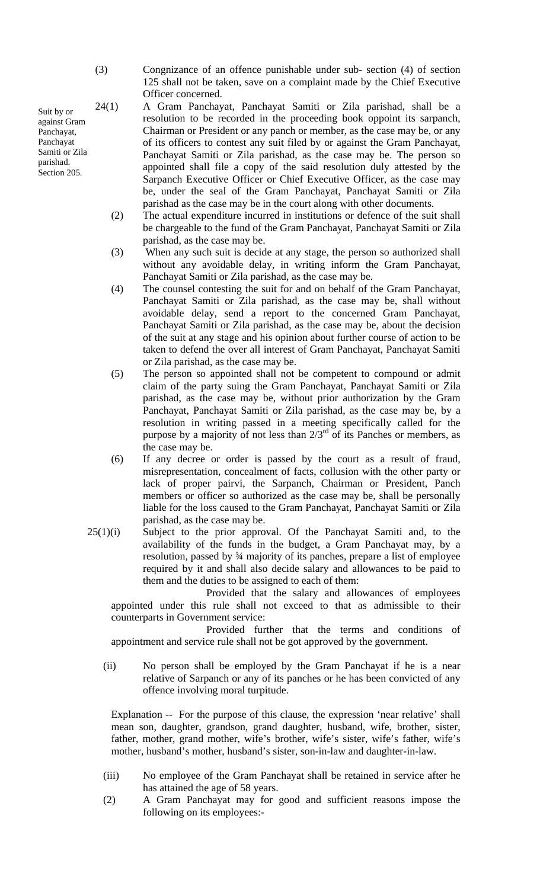(3) Congnizance of an offence punishable under sub- section (4) of section 125 shall not be taken, save on a complaint made by the Chief Executive Officer concerned.

*Suit by or against Gram Panchayat, Panchayat Samiti or Zila parishad. Section 205.*

24(1) A Gram Panchayat, Panchayat Samiti or Zila parishad, shall be a resolution to be recorded in the proceeding book oppoint its sarpanch, Chairman or President or any panch or member, as the case may be, or any of its officers to contest any suit filed by or against the Gram Panchayat, Panchayat Samiti or Zila parishad, as the case may be. The person so appointed shall file a copy of the said resolution duly attested by the Sarpanch Executive Officer or Chief Executive Officer, as the case may be, under the seal of the Gram Panchayat, Panchayat Samiti or Zila parishad as the case may be in the court along with other documents.

(2) The actual expenditure incurred in institutions or defence of the suit shall be chargeable to the fund of the Gram Panchayat, Panchayat Samiti or Zila parishad, as the case may be.

(3) When any such suit is decide at any stage, the person so authorized shall without any avoidable delay, in writing inform the Gram Panchayat, Panchayat Samiti or Zila parishad, as the case may be.

(4) The counsel contesting the suit for and on behalf of the Gram Panchayat, Panchayat Samiti or Zila parishad, as the case may be, shall without avoidable delay, send a report to the concerned Gram Panchayat, Panchayat Samiti or Zila parishad, as the case may be, about the decision of the suit at any stage and his opinion about further course of action to be taken to defend the over all interest of Gram Panchayat, Panchayat Samiti or Zila parishad, as the case may be.

(5) The person so appointed shall not be competent to compound or admit claim of the party suing the Gram Panchayat, Panchayat Samiti or Zila parishad, as the case may be, without prior authorization by the Gram Panchayat, Panchayat Samiti or Zila parishad, as the case may be, by a resolution in writing passed in a meeting specifically called for the purpose by a majority of not less than 2/3rd of its Panches or members, as the case may be.

(6) If any decree or order is passed by the court as a result of fraud, misrepresentation, concealment of facts, collusion with the other party or lack of proper pairvi, the Sarpanch, Chairman or President, Panch members or officer so authorized as the case may be, shall be personally liable for the loss caused to the Gram Panchayat, Panchayat Samiti or Zila parishad, as the case may be.

25(1)(i) Subject to the prior approval. Of the Panchayat Samiti and, to the availability of the funds in the budget, a Gram Panchayat may, by a resolution, passed by ¾ majority of its panches, prepare a list of employee required by it and shall also decide salary and allowances to be paid to them and the duties to be assigned to each of them:

Provided that the salary and allowances of employees appointed under this rule shall not exceed to that as admissible to their counterparts in Government service:

Provided further that the terms and conditions of appointment and service rule shall not be got approved by the government.

(ii) No person shall be employed by the Gram Panchayat if he is a near relative of Sarpanch or any of its panches or he has been convicted of any offence involving moral turpitude.

Explanation -- For the purpose of this clause, the expression 'near relative' shall mean son, daughter, grandson, grand daughter, husband, wife, brother, sister, father, mother, grand mother, wife's brother, wife's sister, wife's father, wife's mother, husband's mother, husband's sister, son-in-law and daughter-in-law.

(iii) No employee of the Gram Panchayat shall be retained in service after he has attained the age of 58 years.

(2) A Gram Panchayat may for good and sufficient reasons impose the following on its employees:-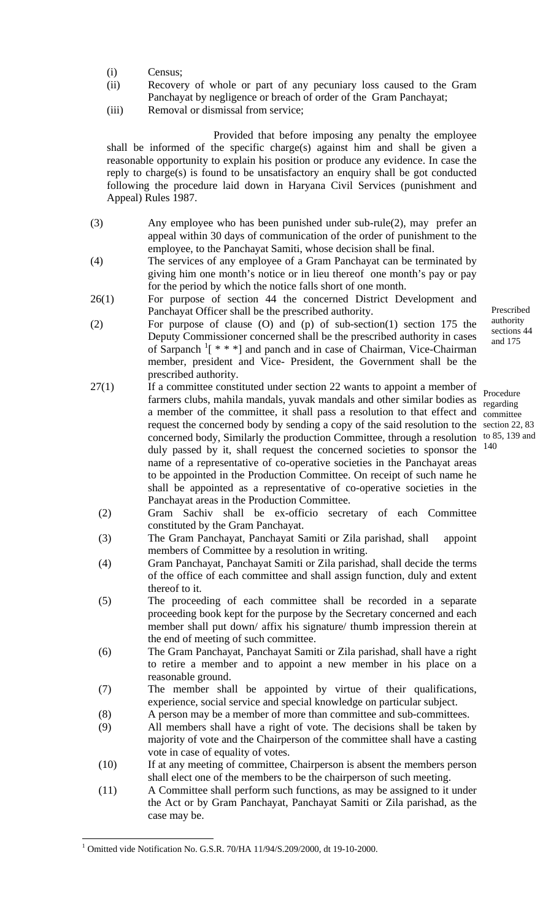(i) Census;

(ii) Recovery of whole or part of any pecuniary loss caused to the Gram Panchayat by negligence or breach of order of the Gram Panchayat;

(iii) Removal or dismissal from service;

Provided that before imposing any penalty the employee shall be informed of the specific charge(s) against him and shall be given a reasonable opportunity to explain his position or produce any evidence. In case the reply to charge(s) is found to be unsatisfactory an enquiry shall be got conducted following the procedure laid down in Haryana Civil Services (punishment and Appeal) Rules 1987.

(3) Any employee who has been punished under sub-rule(2), may prefer an appeal within 30 days of communication of the order of punishment to the employee, to the Panchayat Samiti, whose decision shall be final.

(4) The services of any employee of a Gram Panchayat can be terminated by giving him one month's notice or in lieu thereof one month's pay or pay for the period by which the notice falls short of one month.

**Prescribed authority sections 44 and 175**

26(1) For purpose of section 44 the concerned District Development and Panchayat Officer shall be the prescribed authority.

(2) For purpose of clause (O) and (p) of sub-section(1) section 175 the Deputy Commissioner concerned shall be the prescribed authority in cases of Sarpanch [1][ * * *] and panch and in case of Chairman, Vice-Chairman member, president and Vice- President, the Government shall be the prescribed authority.

**Procedure regarding committee section 22, 83 to 85, 139 and 140**

27(1) If a committee constituted under section 22 wants to appoint a member of farmers clubs, mahila mandals, yuvak mandals and other similar bodies as a member of the committee, it shall pass a resolution to that effect and request the concerned body by sending a copy of the said resolution to the concerned body, Similarly the production Committee, through a resolution duly passed by it, shall request the concerned societies to sponsor the name of a representative of co-operative societies in the Panchayat areas to be appointed in the Production Committee. On receipt of such name he shall be appointed as a representative of co-operative societies in the Panchayat areas in the Production Committee.

(2) Gram Sachiv shall be ex-officio secretary of each Committee constituted by the Gram Panchayat.

(3) The Gram Panchayat, Panchayat Samiti or Zila parishad, shall appoint members of Committee by a resolution in writing.

(4) Gram Panchayat, Panchayat Samiti or Zila parishad, shall decide the terms of the office of each committee and shall assign function, duly and extent thereof to it.

(5) The proceeding of each committee shall be recorded in a separate proceeding book kept for the purpose by the Secretary concerned and each member shall put down/ affix his signature/ thumb impression therein at the end of meeting of such committee.

(6) The Gram Panchayat, Panchayat Samiti or Zila parishad, shall have a right to retire a member and to appoint a new member in his place on a reasonable ground.

(7) The member shall be appointed by virtue of their qualifications, experience, social service and special knowledge on particular subject.

(8) A person may be a member of more than committee and sub-committees.

(9) All members shall have a right of vote. The decisions shall be taken by majority of vote and the Chairperson of the committee shall have a casting vote in case of equality of votes.

(10) If at any meeting of committee, Chairperson is absent the members person shall elect one of the members to be the chairperson of such meeting.

(11) A Committee shall perform such functions, as may be assigned to it under the Act or by Gram Panchayat, Panchayat Samiti or Zila parishad, as the case may be.

---

[1] Omitted vide Notification No. G.S.R. 70/HA 11/94/S.209/2000, dt 19-10-2000.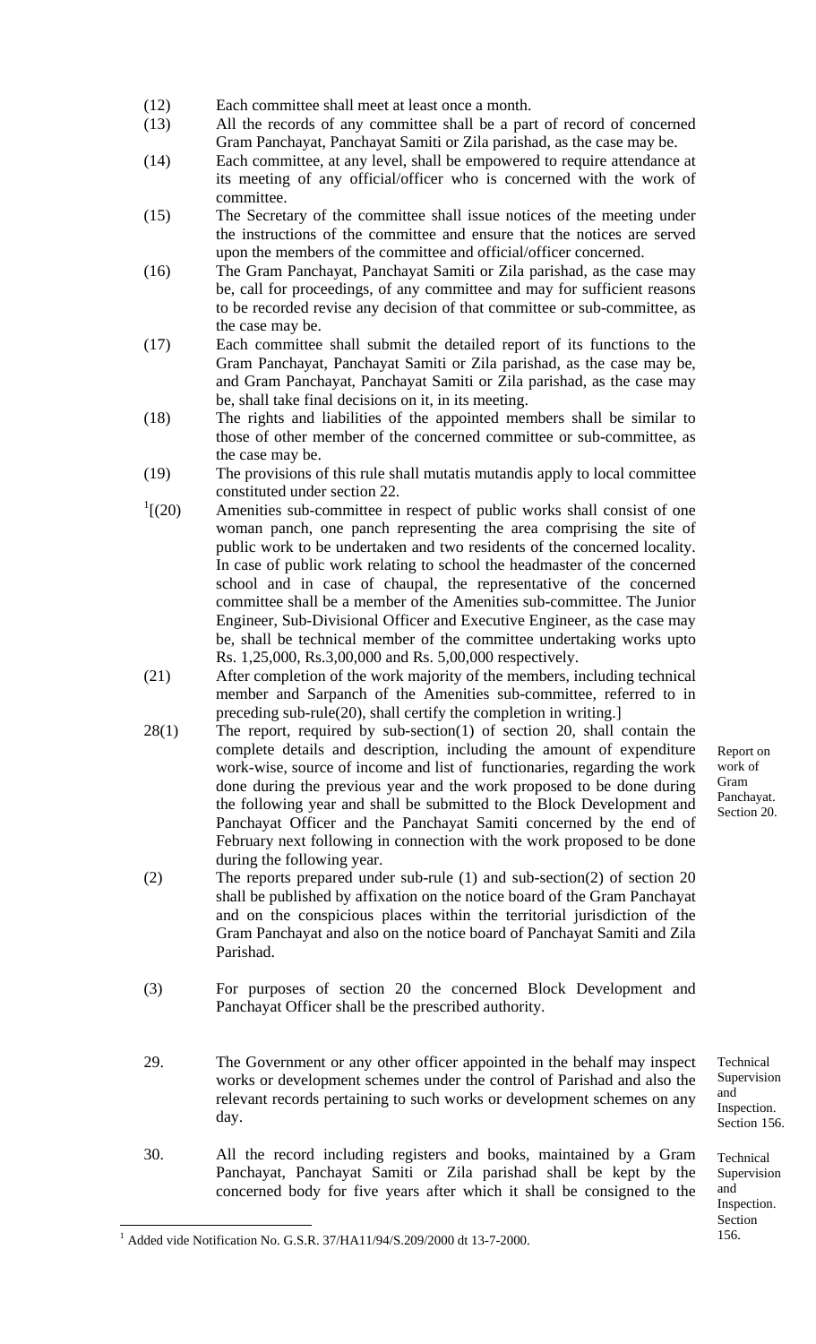(12) Each committee shall meet at least once a month.

(13) All the records of any committee shall be a part of record of concerned Gram Panchayat, Panchayat Samiti or Zila parishad, as the case may be.

(14) Each committee, at any level, shall be empowered to require attendance at its meeting of any official/officer who is concerned with the work of committee.

(15) The Secretary of the committee shall issue notices of the meeting under the instructions of the committee and ensure that the notices are served upon the members of the committee and official/officer concerned.

(16) The Gram Panchayat, Panchayat Samiti or Zila parishad, as the case may be, call for proceedings, of any committee and may for sufficient reasons to be recorded revise any decision of that committee or sub-committee, as the case may be.

(17) Each committee shall submit the detailed report of its functions to the Gram Panchayat, Panchayat Samiti or Zila parishad, as the case may be, and Gram Panchayat, Panchayat Samiti or Zila parishad, as the case may be, shall take final decisions on it, in its meeting.

(18) The rights and liabilities of the appointed members shall be similar to those of other member of the concerned committee or sub-committee, as the case may be.

(19) The provisions of this rule shall mutatis mutandis apply to local committee constituted under section 22.

[1][(20) Amenities sub-committee in respect of public works shall consist of one woman panch, one panch representing the area comprising the site of public work to be undertaken and two residents of the concerned locality. In case of public work relating to school the headmaster of the concerned school and in case of chaupal, the representative of the concerned committee shall be a member of the Amenities sub-committee. The Junior Engineer, Sub-Divisional Officer and Executive Engineer, as the case may be, shall be technical member of the committee undertaking works upto Rs. 1,25,000, Rs.3,00,000 and Rs. 5,00,000 respectively.

(21) After completion of the work majority of the members, including technical member and Sarpanch of the Amenities sub-committee, referred to in preceding sub-rule(20), shall certify the completion in writing.]

*Report on work of Gram Panchayat. Section 20.*

28(1) The report, required by sub-section(1) of section 20, shall contain the complete details and description, including the amount of expenditure work-wise, source of income and list of functionaries, regarding the work done during the previous year and the work proposed to be done during the following year and shall be submitted to the Block Development and Panchayat Officer and the Panchayat Samiti concerned by the end of February next following in connection with the work proposed to be done during the following year.

(2) The reports prepared under sub-rule (1) and sub-section(2) of section 20 shall be published by affixation on the notice board of the Gram Panchayat and on the conspicious places within the territorial jurisdiction of the Gram Panchayat and also on the notice board of Panchayat Samiti and Zila Parishad.

(3) For purposes of section 20 the concerned Block Development and Panchayat Officer shall be the prescribed authority.

*Technical Supervision and Inspection. Section 156.*

29. The Government or any other officer appointed in the behalf may inspect works or development schemes under the control of Parishad and also the relevant records pertaining to such works or development schemes on any day.

*Technical Supervision and Inspection. Section 156.*

30. All the record including registers and books, maintained by a Gram Panchayat, Panchayat Samiti or Zila parishad shall be kept by the concerned body for five years after which it shall be consigned to the

---

[1] Added vide Notification No. G.S.R. 37/HA11/94/S.209/2000 dt 13-7-2000.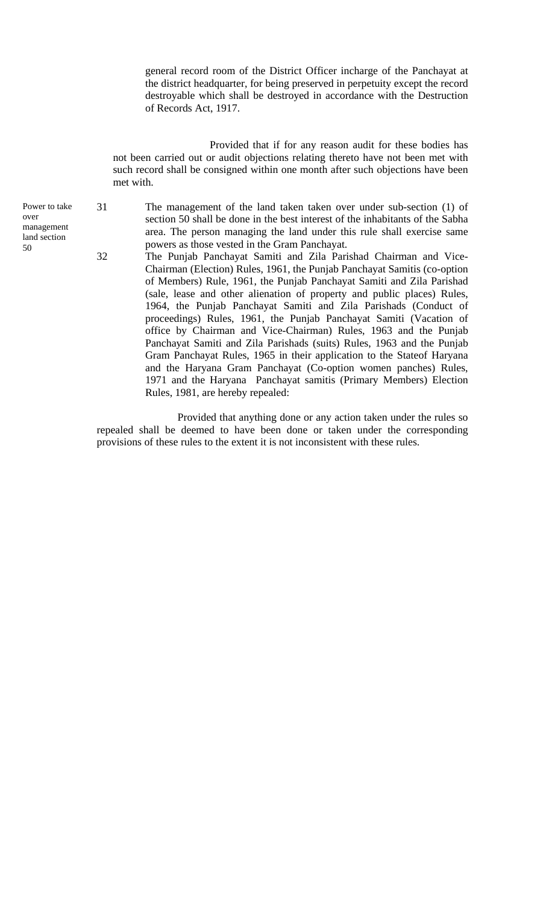general record room of the District Officer incharge of the Panchayat at the district headquarter, for being preserved in perpetuity except the record destroyable which shall be destroyed in accordance with the Destruction of Records Act, 1917.

Provided that if for any reason audit for these bodies has not been carried out or audit objections relating thereto have not been met with such record shall be consigned within one month after such objections have been met with.

Power to take over management land section 50

31 The management of the land taken taken over under sub-section (1) of section 50 shall be done in the best interest of the inhabitants of the Sabha area. The person managing the land under this rule shall exercise same powers as those vested in the Gram Panchayat.

32 The Punjab Panchayat Samiti and Zila Parishad Chairman and Vice-Chairman (Election) Rules, 1961, the Punjab Panchayat Samitis (co-option of Members) Rule, 1961, the Punjab Panchayat Samiti and Zila Parishad (sale, lease and other alienation of property and public places) Rules, 1964, the Punjab Panchayat Samiti and Zila Parishads (Conduct of proceedings) Rules, 1961, the Punjab Panchayat Samiti (Vacation of office by Chairman and Vice-Chairman) Rules, 1963 and the Punjab Panchayat Samiti and Zila Parishads (suits) Rules, 1963 and the Punjab Gram Panchayat Rules, 1965 in their application to the Stateof Haryana and the Haryana Gram Panchayat (Co-option women panches) Rules, 1971 and the Haryana Panchayat samitis (Primary Members) Election Rules, 1981, are hereby repealed:

Provided that anything done or any action taken under the rules so repealed shall be deemed to have been done or taken under the corresponding provisions of these rules to the extent it is not inconsistent with these rules.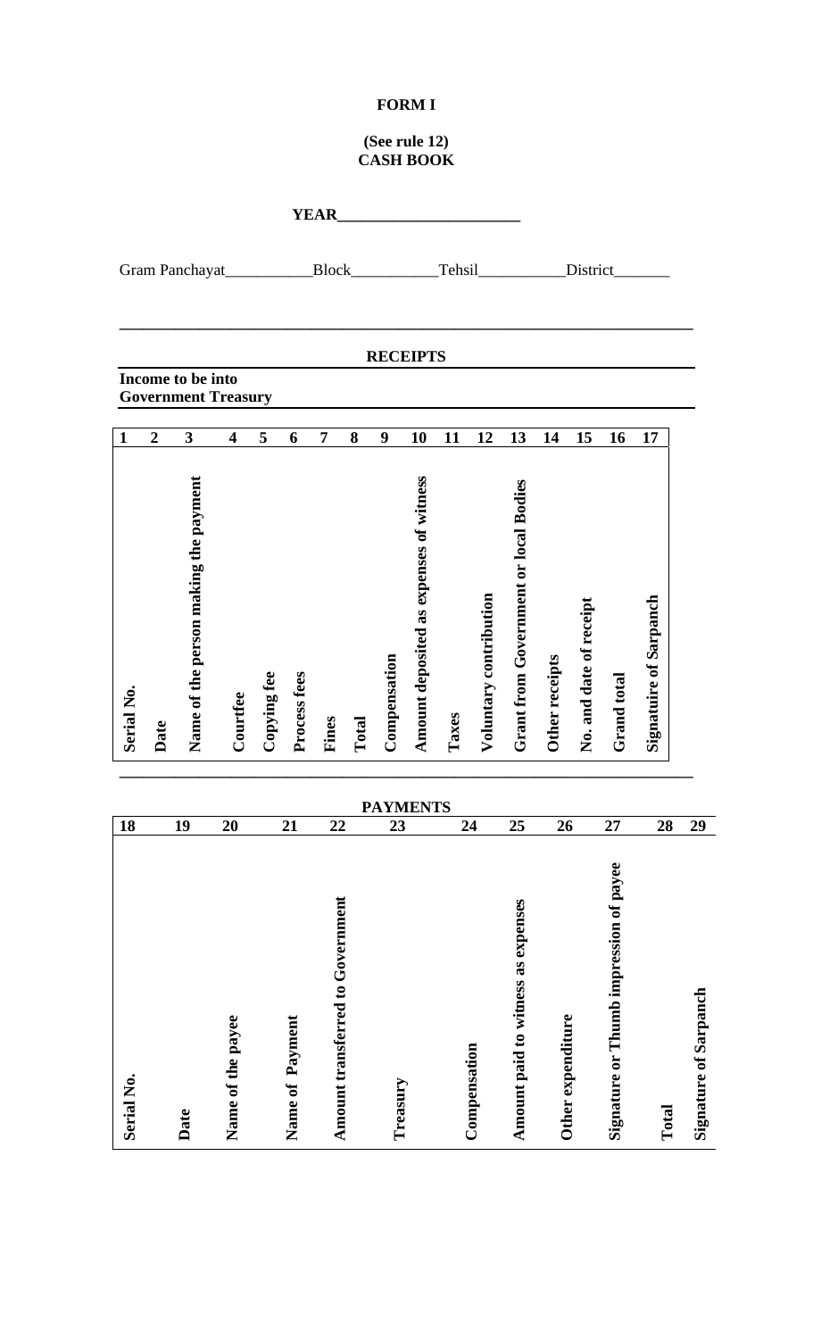**FORM I**

**(See rule 12)**
**CASH BOOK**

**YEAR**\_\_\_\_\_\_\_\_\_\_\_\_\_\_\_\_\_\_\_\_\_\_\_

Gram Panchayat\_\_\_\_\_\_\_\_\_\_\_Block\_\_\_\_\_\_\_\_\_\_\_Tehsil\_\_\_\_\_\_\_\_\_\_\_District\_\_\_\_\_\_\_

**RECEIPTS**

**Income to be into Government Treasury**

| 1 | 2 | 3 | 4 | 5 | 6 | 7 | 8 | 9 | 10 | 11 | 12 | 13 | 14 | 15 | 16 | 17 |
|---|---|---|---|---|---|---|---|---|---|---|---|---|---|---|---|---|
| **Serial No.** | **Date** | **Name of the person making the payment** | **Courtfee** | **Copying fee** | **Process fees** | **Fines** | **Total** | **Compensation** | **Amount deposited as expenses of witness** | **Taxes** | **Voluntary contribution** | **Grant from Government or local Bodies** | **Other receipts** | **No. and date of receipt** | **Grand total** | **Signature of Sarpanch** |

**PAYMENTS**

| 18 | 19 | 20 | 21 | 22 | 23 | 24 | 25 | 26 | 27 | 28 | 29 |
|---|---|---|---|---|---|---|---|---|---|---|---|
| **Serial No.** | **Date** | **Name of the payee** | **Name of Payment** | **Amount transferred to Government** | **Treasury** | **Compensation** | **Amount paid to witness as expenses** | **Other expenditure** | **Signature or Thumb impression of payee** | **Total** | **Signature of Sarpanch** |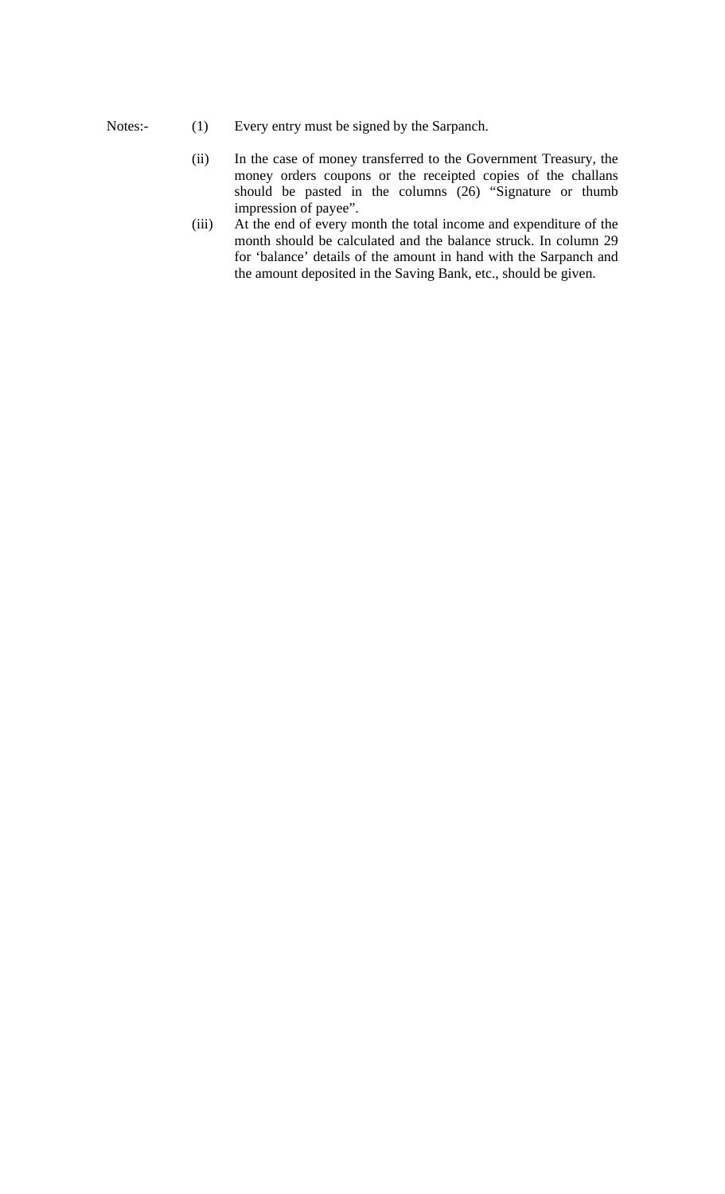Notes:-

(1) Every entry must be signed by the Sarpanch.

(ii) In the case of money transferred to the Government Treasury, the money orders coupons or the receipted copies of the challans should be pasted in the columns (26) "Signature or thumb impression of payee".

(iii) At the end of every month the total income and expenditure of the month should be calculated and the balance struck. In column 29 for 'balance' details of the amount in hand with the Sarpanch and the amount deposited in the Saving Bank, etc., should be given.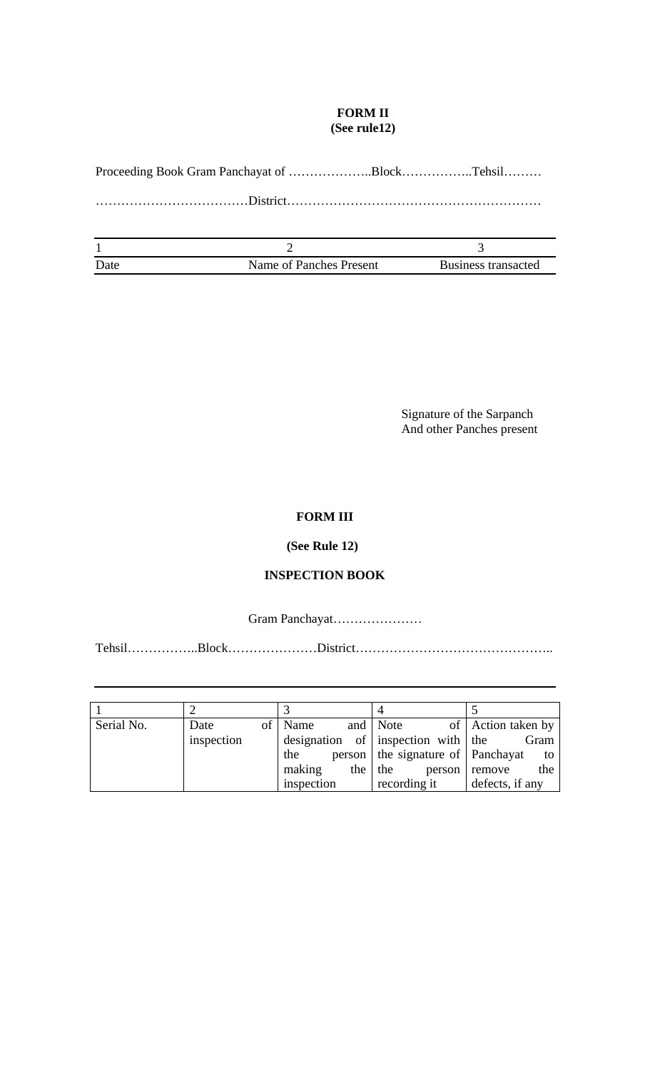**FORM II**
**(See rule12)**

Proceeding Book Gram Panchayat of ………………..Block……………..Tehsil………

………………………………District……………………………………………………

| 1 | 2 | 3 |
|---|---|---|
| Date | Name of Panches Present | Business transacted |

Signature of the Sarpanch
And other Panches present

**FORM III**

**(See Rule 12)**

**INSPECTION BOOK**

Gram Panchayat…………………

Tehsil……………..Block…………………District………………………………………..

| 1 | 2 | 3 | 4 | 5 |
|---|---|---|---|---|
| Serial No. | Date of inspection | Name and designation of the person making the inspection | Note of inspection with the signature of the person recording it | Action taken by the Gram Panchayat to remove the defects, if any |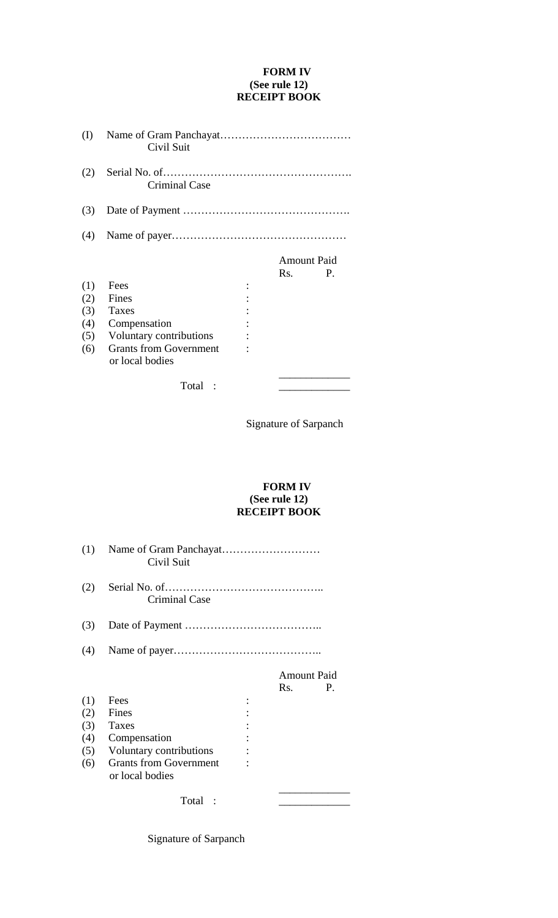**FORM IV**
**(See rule 12)**
**RECEIPT BOOK**

(I) Name of Gram Panchayat………………………………

Civil Suit

(2) Serial No. of…………………………………………….

Criminal Case

(3) Date of Payment ……………………………………….

(4) Name of payer…………………………………………

| | | | Amount Paid Rs. P. |
|---|---|---|---|
| (1) | Fees | : | |
| (2) | Fines | : | |
| (3) | Taxes | : | |
| (4) | Compensation | : | |
| (5) | Voluntary contributions | : | |
| (6) | Grants from Government or local bodies | : | |
| | Total : | | |

Signature of Sarpanch

**FORM IV**
**(See rule 12)**
**RECEIPT BOOK**

(1) Name of Gram Panchayat………………………

Civil Suit

(2) Serial No. of……………………………………..

Criminal Case

(3) Date of Payment ………………………………..

(4) Name of payer…………………………………..

| | | | Amount Paid Rs. P. |
|---|---|---|---|
| (1) | Fees | : | |
| (2) | Fines | : | |
| (3) | Taxes | : | |
| (4) | Compensation | : | |
| (5) | Voluntary contributions | : | |
| (6) | Grants from Government or local bodies | : | |
| | Total : | | |

Signature of Sarpanch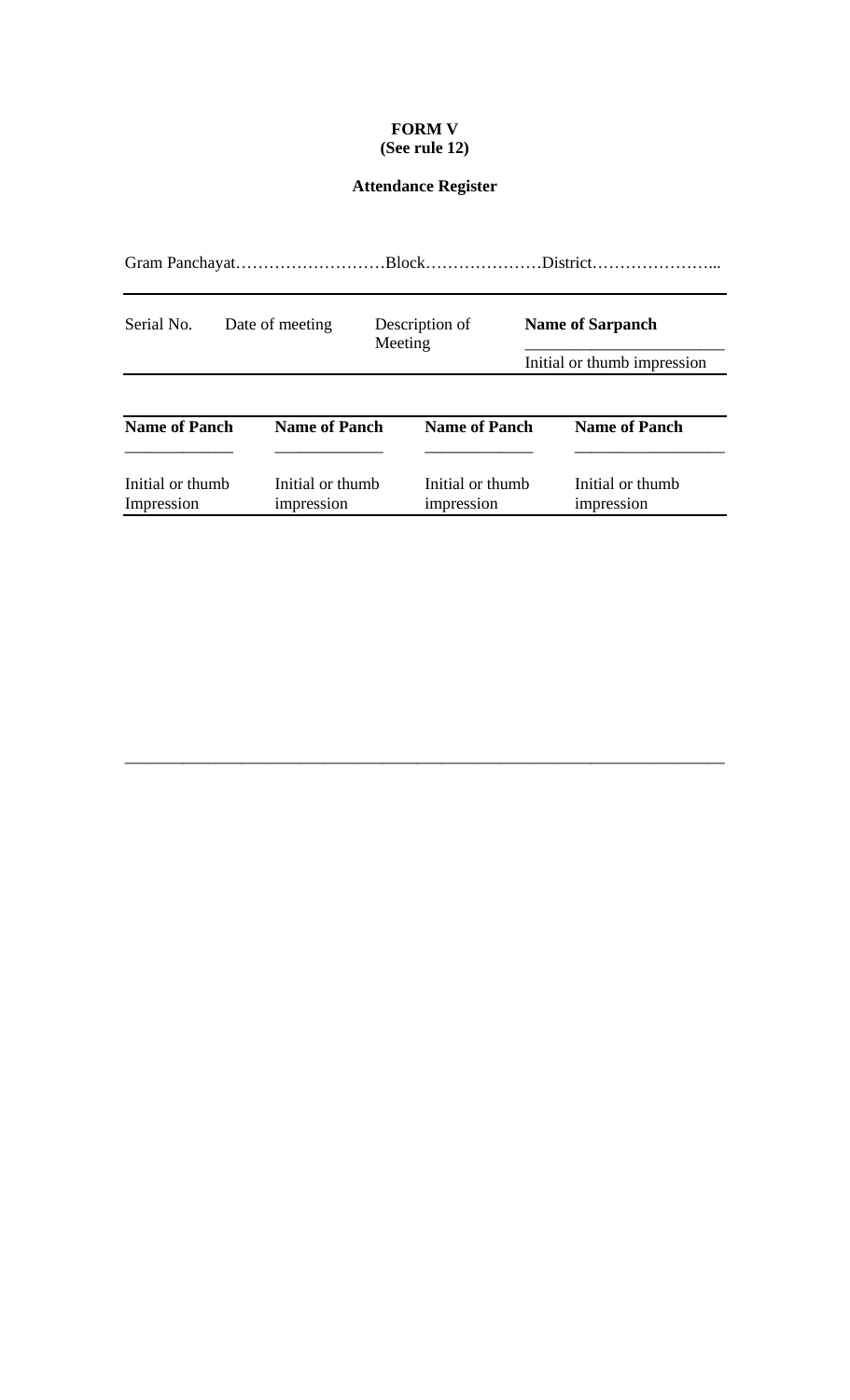**FORM V**
**(See rule 12)**

**Attendance Register**

Gram Panchayat………………………Block…………………District…………………...

| Serial No. | Date of meeting | Description of Meeting | **Name of Sarpanch** |
|---|---|---|---|
| | | | ______________________ |
| | | | Initial or thumb impression |

| **Name of Panch** | **Name of Panch** | **Name of Panch** | **Name of Panch** |
|---|---|---|---|
| ____________ | ____________ | ____________ | ________________ |
| Initial or thumb Impression | Initial or thumb impression | Initial or thumb impression | Initial or thumb impression |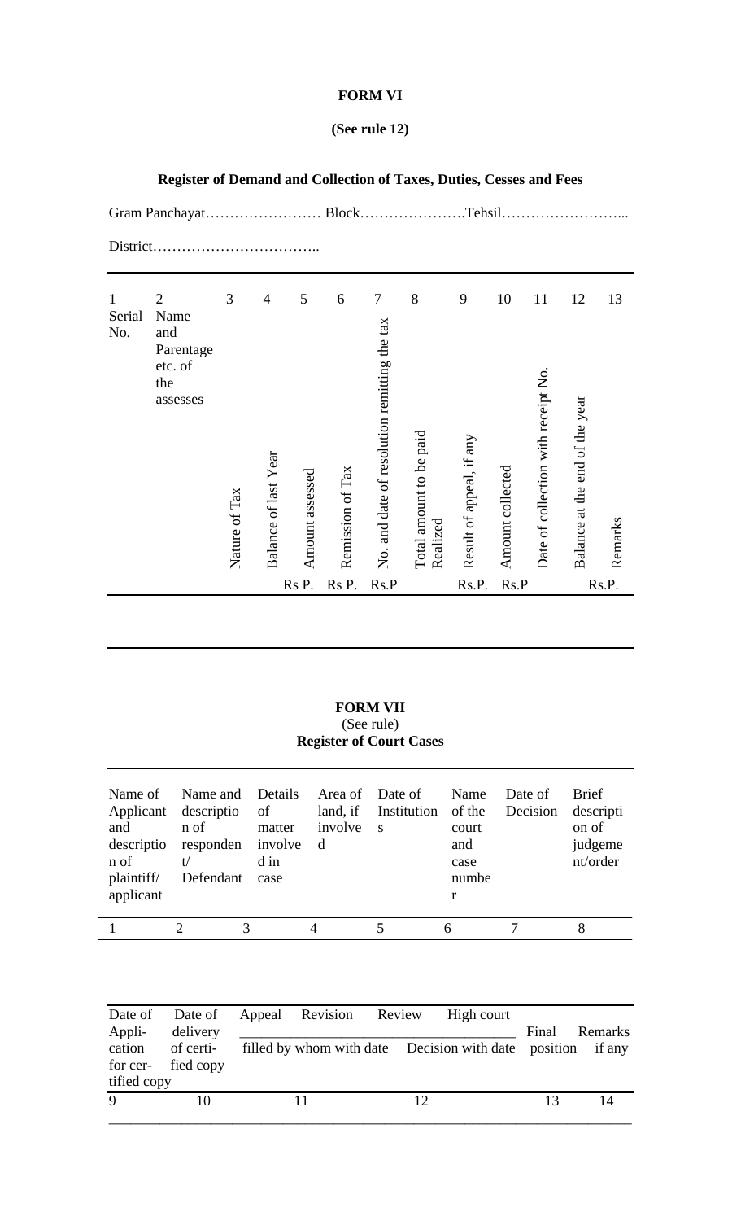**FORM VI**

**(See rule 12)**

**Register of Demand and Collection of Taxes, Duties, Cesses and Fees**

Gram Panchayat…………………… Block………………….Tehsil……………………...

District……………………………..

| 1 | 2 | 3 | 4 | 5 | 6 | 7 | 8 | 9 | 10 | 11 | 12 | 13 |
|---|---|---|---|---|---|---|---|---|---|---|---|---|
| Serial No. | Name and Parentage etc. of the assesses | Nature of Tax | Balance of last Year | Amount assessed | Remission of Tax | No. and date of resolution remitting the tax | Total amount to be paid Realized | Result of appeal, if any | Amount collected | Date of collection with receipt No. | Balance at the end of the year | Remarks |
| | | | | Rs P. | Rs P. | Rs.P | | Rs.P. | Rs.P | | | Rs.P. |

**FORM VII**

(See rule)

**Register of Court Cases**

| Name of Applicant and description of plaintiff/ applicant | Name and description of respondent/ Defendant | Details of matter involved in case | Area of land, if involved | Date of Institutions | Name of the court and case number | Date of Decision | Brief description of judgement/order |
|---|---|---|---|---|---|---|---|
| 1 | 2 | 3 | 4 | 5 | 6 | 7 | 8 |

| Date of Application for certified copy | Date of delivery of certified copy | Appeal Revision Review High court filled by whom with date | Decision with date | Final position | Remarks if any |
|---|---|---|---|---|---|
| 9 | 10 | 11 | 12 | 13 | 14 |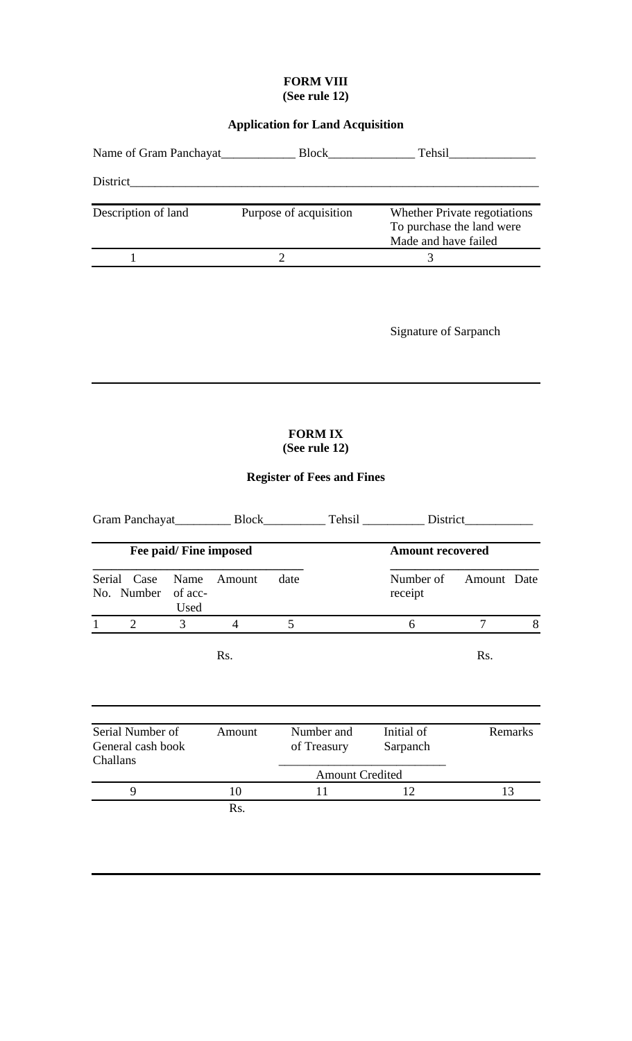**FORM VIII**
**(See rule 12)**

**Application for Land Acquisition**

Name of Gram Panchayat____________ Block______________ Tehsil______________

District_________________________________________________________________

| Description of land | Purpose of acquisition | Whether Private regotiations To purchase the land were Made and have failed |
|---|---|---|
| 1 | 2 | 3 |

Signature of Sarpanch

---

**FORM IX**
**(See rule 12)**

**Register of Fees and Fines**

Gram Panchayat_________ Block__________ Tehsil __________ District___________

| **Fee paid/ Fine imposed** | | | | | **Amount recovered** | | |
|---|---|---|---|---|---|---|---|
| Serial No. | Case Number | Name of acc-Used | Amount | date | Number of receipt | Amount | Date |
| 1 | 2 | 3 | 4 | 5 | 6 | 7 | 8 |
| | | | Rs. | | | Rs. | |

| Serial Number of General cash book Challans | Amount | Number and of Treasury | Initial of Sarpanch | Remarks |
|---|---|---|---|---|
| | | Amount Credited | | |
| 9 | 10 | 11 | 12 | 13 |
| | Rs. | | | |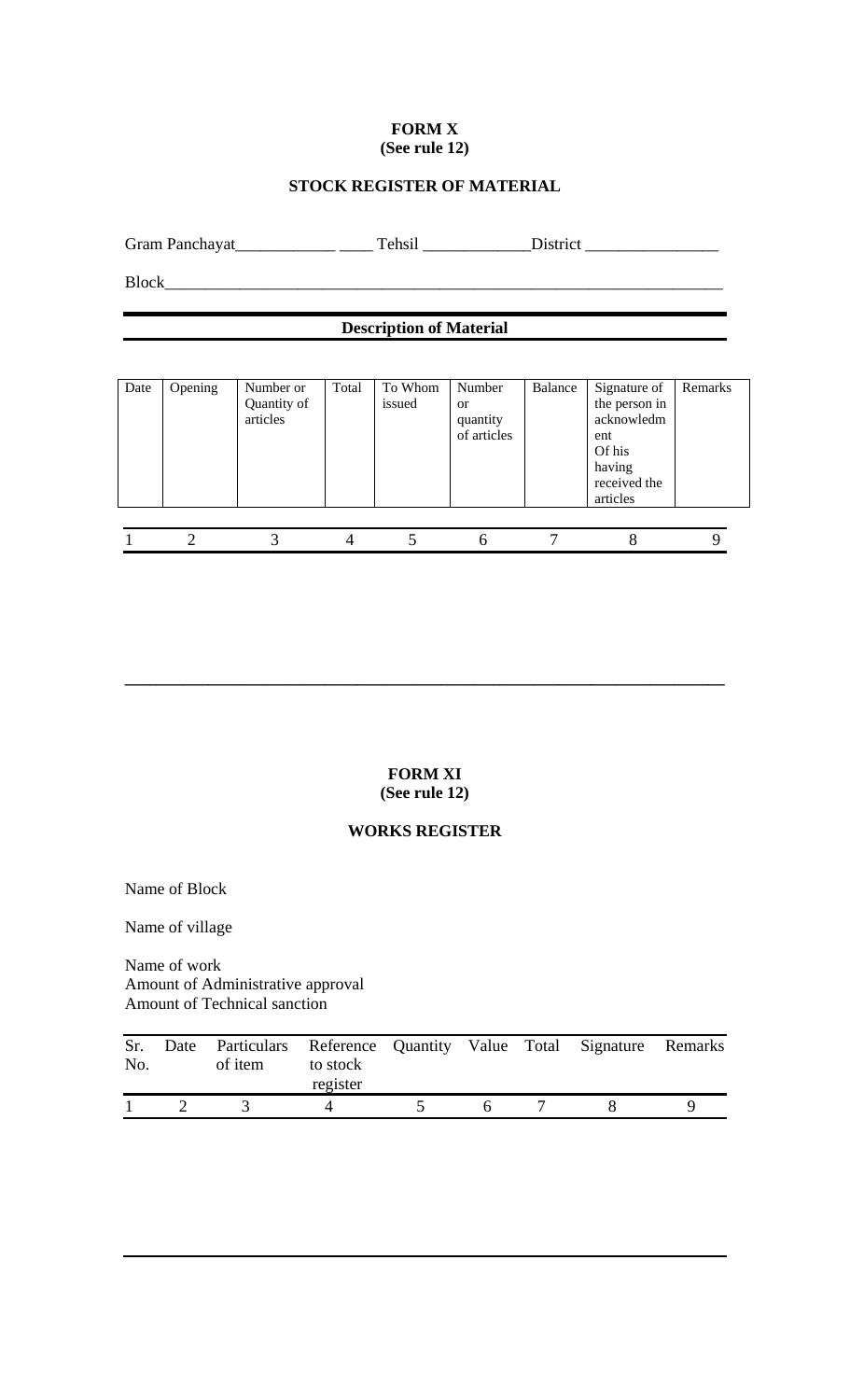**FORM X**
**(See rule 12)**

## STOCK REGISTER OF MATERIAL

Gram Panchayat____________ ____ Tehsil _____________District ________________

Block____________________________________________________________________

**Description of Material**

| Date | Opening | Number or Quantity of articles | Total | To Whom issued | Number or quantity of articles | Balance | Signature of the person in acknowledment Of his having received the articles | Remarks |
|---|---|---|---|---|---|---|---|---|
| 1 | 2 | 3 | 4 | 5 | 6 | 7 | 8 | 9 |

---

**FORM XI**
**(See rule 12)**

## WORKS REGISTER

Name of Block

Name of village

Name of work
Amount of Administrative approval
Amount of Technical sanction

| Sr. No. | Date | Particulars of item | Reference to stock register | Quantity | Value | Total | Signature | Remarks |
|---|---|---|---|---|---|---|---|---|
| 1 | 2 | 3 | 4 | 5 | 6 | 7 | 8 | 9 |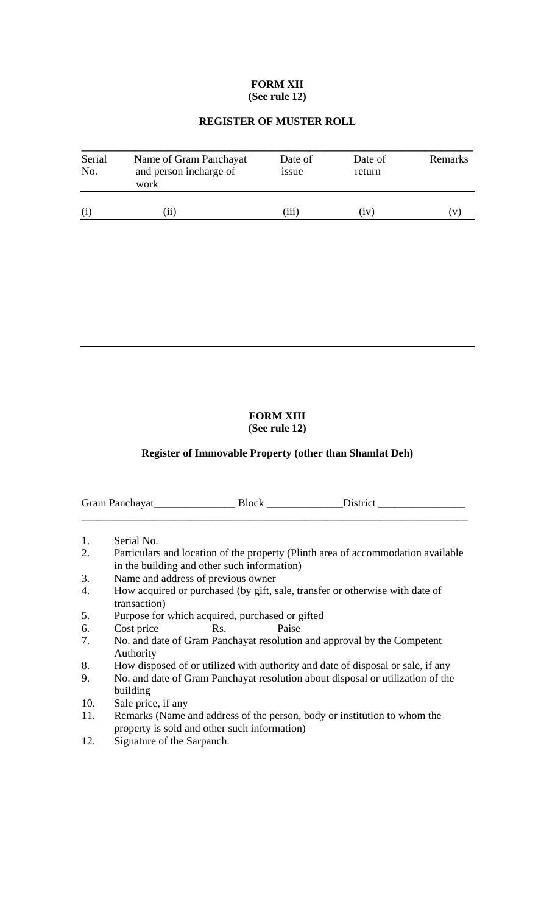**FORM XII**
**(See rule 12)**

**REGISTER OF MUSTER ROLL**

| Serial No. | Name of Gram Panchayat and person incharge of work | Date of issue | Date of return | Remarks |
|---|---|---|---|---|
| (i) | (ii) | (iii) | (iv) | (v) |

**FORM XIII**
**(See rule 12)**

**Register of Immovable Property (other than Shamlat Deh)**

Gram Panchayat_______________ Block ______________District ________________

1. Serial No.
2. Particulars and location of the property (Plinth area of accommodation available in the building and other such information)
3. Name and address of previous owner
4. How acquired or purchased (by gift, sale, transfer or otherwise with date of transaction)
5. Purpose for which acquired, purchased or gifted
6. Cost price Rs. Paise
7. No. and date of Gram Panchayat resolution and approval by the Competent Authority
8. How disposed of or utilized with authority and date of disposal or sale, if any
9. No. and date of Gram Panchayat resolution about disposal or utilization of the building
10. Sale price, if any
11. Remarks (Name and address of the person, body or institution to whom the property is sold and other such information)
12. Signature of the Sarpanch.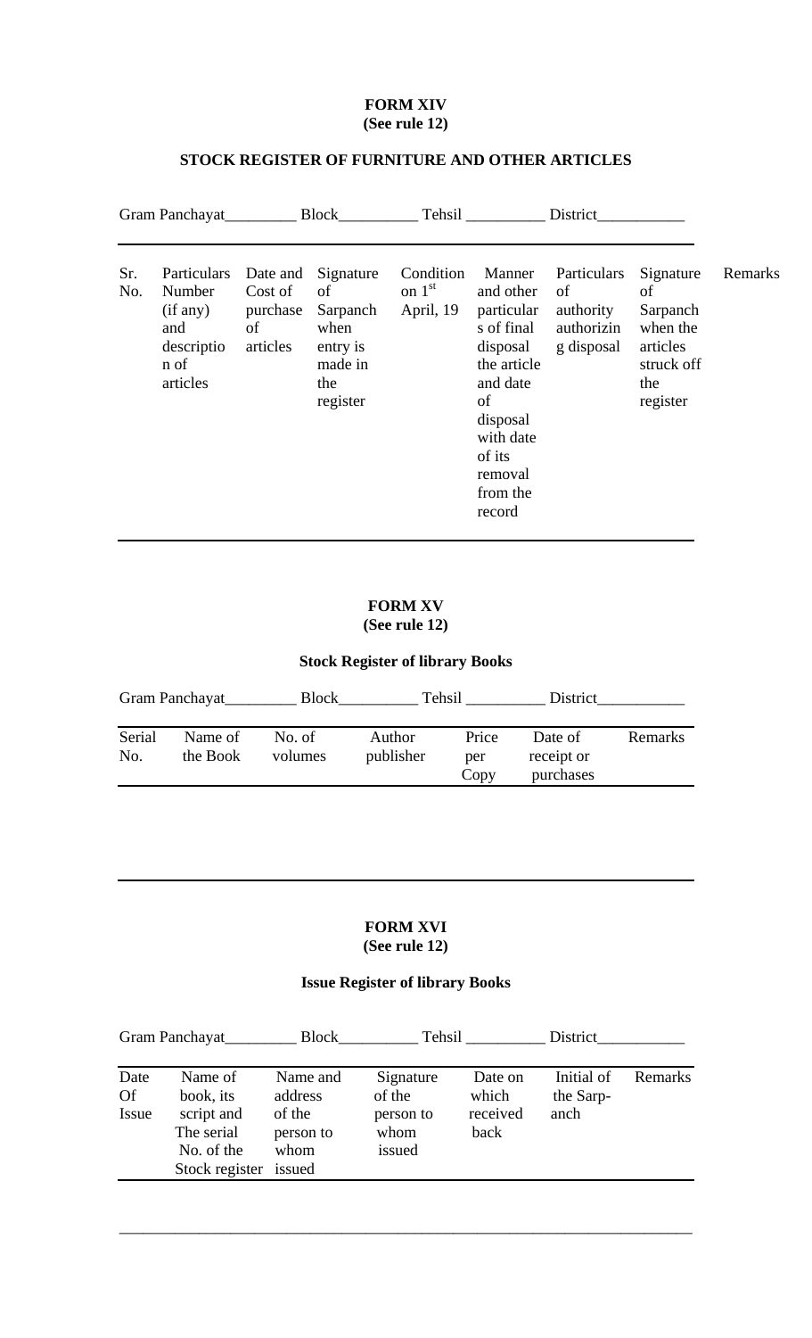**FORM XIV**
**(See rule 12)**

**STOCK REGISTER OF FURNITURE AND OTHER ARTICLES**

Gram Panchayat_________ Block__________ Tehsil __________ District___________

| Sr. No. | Particulars Number (if any) and description of articles | Date and Cost of purchase of articles | Signature of Sarpanch when entry is made in the register | Condition on 1st April, 19 | Manner and other particulars of final disposal the article and date of disposal with date of its removal from the record | Particulars of authority authorizing disposal | Signature of Sarpanch when the articles struck off the register | Remarks |
|---|---|---|---|---|---|---|---|---|

**FORM XV**
**(See rule 12)**

**Stock Register of library Books**

Gram Panchayat_________ Block__________ Tehsil __________ District___________

| Serial No. | Name of the Book | No. of volumes | Author publisher | Price per Copy | Date of receipt or purchases | Remarks |
|---|---|---|---|---|---|---|

**FORM XVI**
**(See rule 12)**

**Issue Register of library Books**

Gram Panchayat_________ Block__________ Tehsil __________ District___________

| Date Of Issue | Name of book, its script and The serial No. of the Stock register | Name and address of the person to whom issued | Signature of the person to whom issued | Date on which received back | Initial of the Sarp-anch | Remarks |
|---|---|---|---|---|---|---|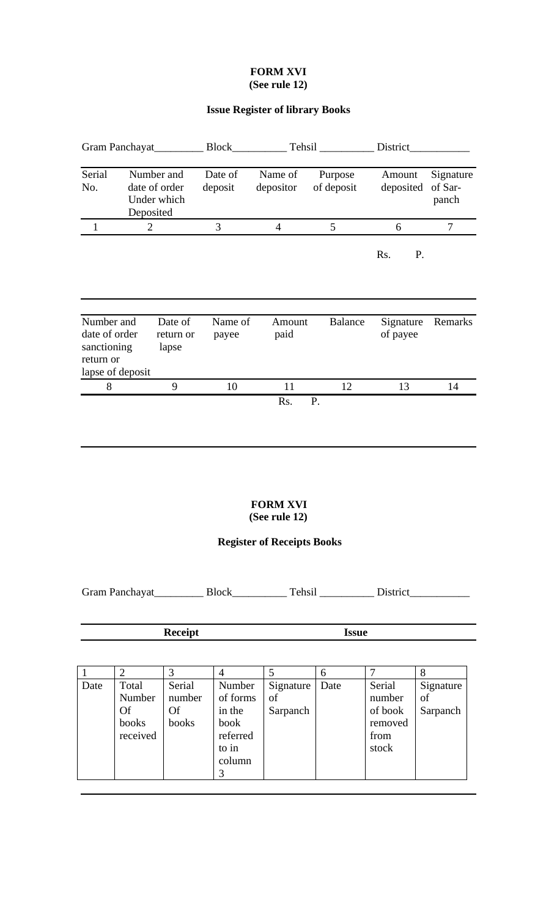**FORM XVI**
**(See rule 12)**

**Issue Register of library Books**

Gram Panchayat_________ Block__________ Tehsil __________ District___________

| Serial No. | Number and date of order Under which Deposited | Date of deposit | Name of depositor | Purpose of deposit | Amount deposited | Signature of Sar-panch |
|---|---|---|---|---|---|---|
| 1 | 2 | 3 | 4 | 5 | 6 | 7 |
| | | | | | Rs. P. | |

| Number and date of order sanctioning return or lapse of deposit | Date of return or lapse | Name of payee | Amount paid | Balance | Signature of payee | Remarks |
|---|---|---|---|---|---|---|
| 8 | 9 | 10 | 11 | 12 | 13 | 14 |
| | | | Rs. P. | | | |

**FORM XVI**
**(See rule 12)**

**Register of Receipts Books**

Gram Panchayat_________ Block__________ Tehsil __________ District___________

| **Receipt** | | | | | **Issue** | | |
|---|---|---|---|---|---|---|---|
| 1 | 2 | 3 | 4 | 5 | 6 | 7 | 8 |
| Date | Total Number Of books received | Serial number Of books | Number of forms in the book referred to in column 3 | Signature of Sarpanch | Date | Serial number of book removed from stock | Signature of Sarpanch |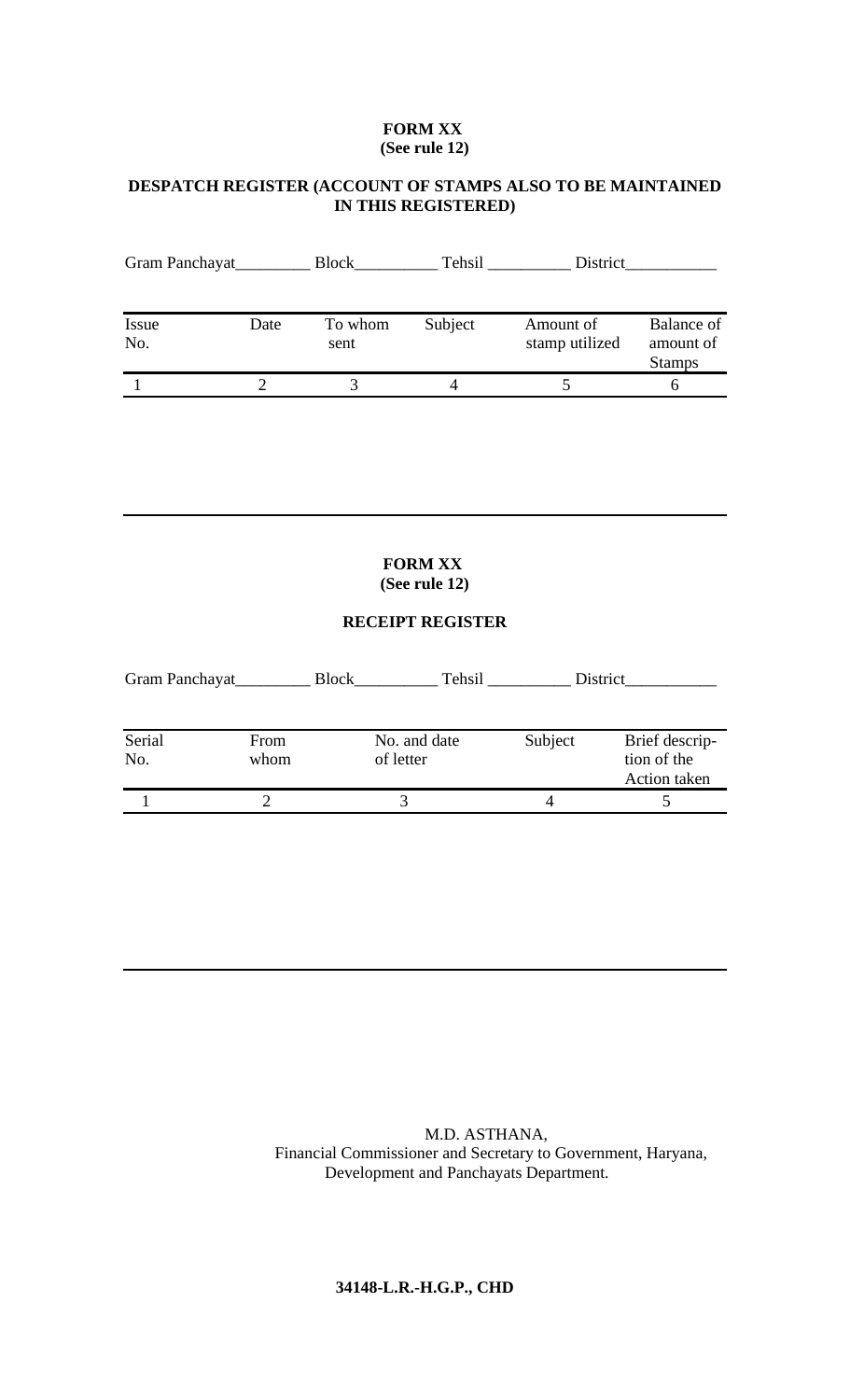**FORM XX**
**(See rule 12)**

**DESPATCH REGISTER (ACCOUNT OF STAMPS ALSO TO BE MAINTAINED IN THIS REGISTERED)**

Gram Panchayat_________ Block__________ Tehsil __________ District___________

| Issue No. | Date | To whom sent | Subject | Amount of stamp utilized | Balance of amount of Stamps |
|---|---|---|---|---|---|
| 1 | 2 | 3 | 4 | 5 | 6 |

**FORM XX**
**(See rule 12)**

**RECEIPT REGISTER**

Gram Panchayat_________ Block__________ Tehsil __________ District___________

| Serial No. | From whom | No. and date of letter | Subject | Brief description of the Action taken |
|---|---|---|---|---|
| 1 | 2 | 3 | 4 | 5 |

M.D. ASTHANA,
Financial Commissioner and Secretary to Government, Haryana,
Development and Panchayats Department.

**34148-L.R.-H.G.P., CHD**